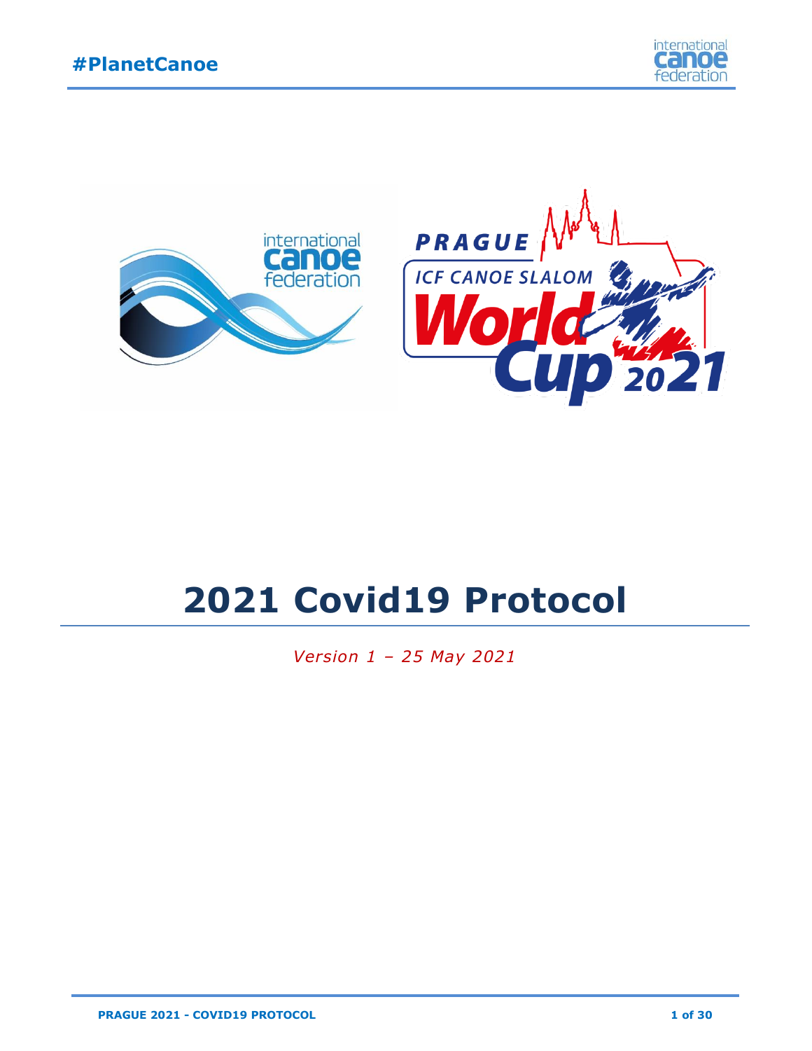# 2021 Covid19 Protocol

*Version 1 – 25 May 2021*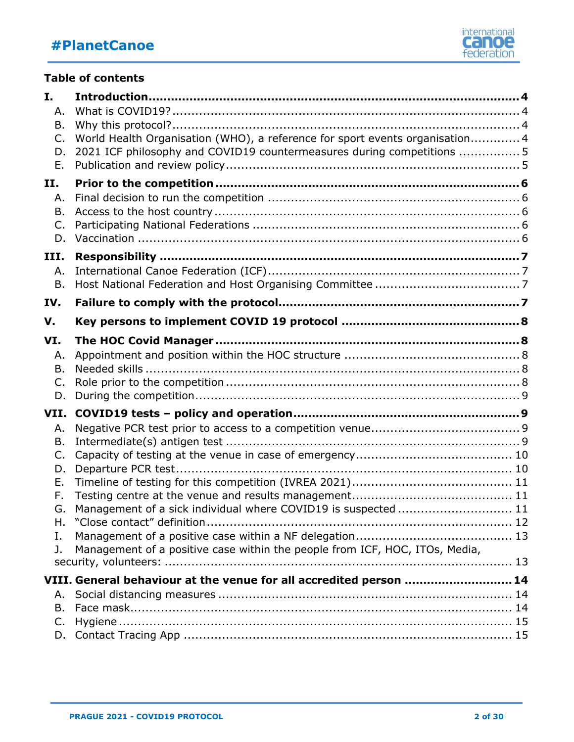**Table of contents**

**I. Introduction** ... **4**
- A. What is COVID19? ... 4
- B. Why this protocol? ... 4
- C. World Health Organisation (WHO), a reference for sport events organisation ... 4
- D. 2021 ICF philosophy and COVID19 countermeasures during competitions ... 5
- E. Publication and review policy ... 5

**II. Prior to the competition** ... **6**
- A. Final decision to run the competition ... 6
- B. Access to the host country ... 6
- C. Participating National Federations ... 6
- D. Vaccination ... 6

**III. Responsibility** ... **7**
- A. International Canoe Federation (ICF) ... 7
- B. Host National Federation and Host Organising Committee ... 7

**IV. Failure to comply with the protocol** ... **7**

**V. Key persons to implement COVID 19 protocol** ... **8**

**VI. The HOC Covid Manager** ... **8**
- A. Appointment and position within the HOC structure ... 8
- B. Needed skills ... 8
- C. Role prior to the competition ... 8
- D. During the competition ... 9

**VII. COVID19 tests – policy and operation** ... **9**
- A. Negative PCR test prior to access to a competition venue ... 9
- B. Intermediate(s) antigen test ... 9
- C. Capacity of testing at the venue in case of emergency ... 10
- D. Departure PCR test ... 10
- E. Timeline of testing for this competition (IVREA 2021) ... 11
- F. Testing centre at the venue and results management ... 11
- G. Management of a sick individual where COVID19 is suspected ... 11
- H. "Close contact" definition ... 12
- I. Management of a positive case within a NF delegation ... 13
- J. Management of a positive case within the people from ICF, HOC, ITOs, Media, security, volunteers: ... 13

**VIII. General behaviour at the venue for all accredited person** ... **14**
- A. Social distancing measures ... 14
- B. Face mask ... 14
- C. Hygiene ... 15
- D. Contact Tracing App ... 15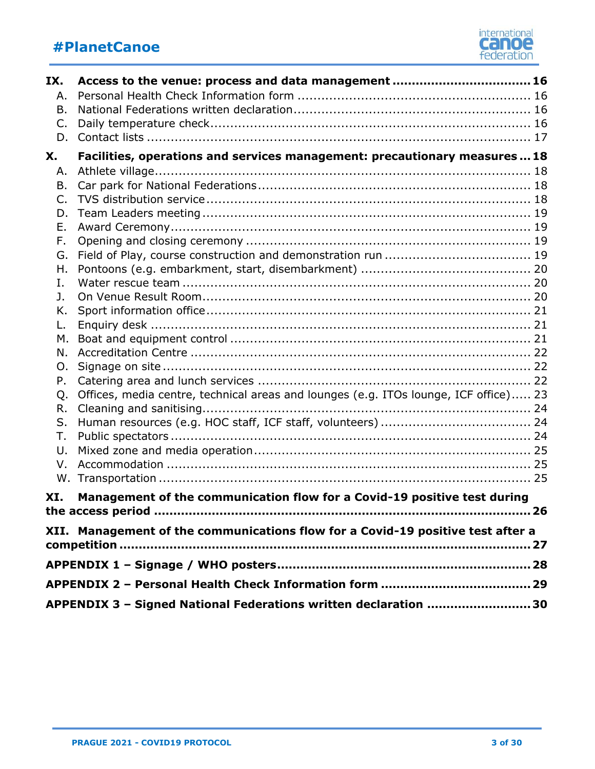**IX. Access to the venue: process and data management ..................................... 16**

A. Personal Health Check Information form ........................................................ 16
B. National Federations written declaration ........................................................ 16
C. Daily temperature check ................................................................................. 16
D. Contact lists .................................................................................................. 17

**X. Facilities, operations and services management: precautionary measures ... 18**

A. Athlete village ............................................................................................... 18
B. Car park for National Federations .................................................................... 18
C. TVS distribution service .................................................................................. 18
D. Team Leaders meeting .................................................................................... 19
E. Award Ceremony ............................................................................................ 19
F. Opening and closing ceremony ......................................................................... 19
G. Field of Play, course construction and demonstration run ................................... 19
H. Pontoons (e.g. embarkment, start, disembarkment) ........................................... 20
I. Water rescue team ........................................................................................... 20
J. On Venue Result Room ..................................................................................... 20
K. Sport information office .................................................................................. 21
L. Enquiry desk .................................................................................................. 21
M. Boat and equipment control ............................................................................ 21
N. Accreditation Centre ....................................................................................... 22
O. Signage on site ............................................................................................... 22
P. Catering area and lunch services ...................................................................... 22
Q. Offices, media centre, technical areas and lounges (e.g. ITOs lounge, ICF office) ..... 23
R. Cleaning and sanitising .................................................................................... 24
S. Human resources (e.g. HOC staff, ICF staff, volunteers) ..................................... 24
T. Public spectators ............................................................................................ 24
U. Mixed zone and media operation ...................................................................... 25
V. Accommodation .............................................................................................. 25
W. Transportation ............................................................................................... 25

**XI. Management of the communication flow for a Covid-19 positive test during the access period ......................................................................................... 26**

**XII. Management of the communications flow for a Covid-19 positive test after a competition ............................................................................................. 27**

**APPENDIX 1 – Signage / WHO posters ................................................................ 28**

**APPENDIX 2 – Personal Health Check Information form ..................................... 29**

**APPENDIX 3 – Signed National Federations written declaration .......................... 30**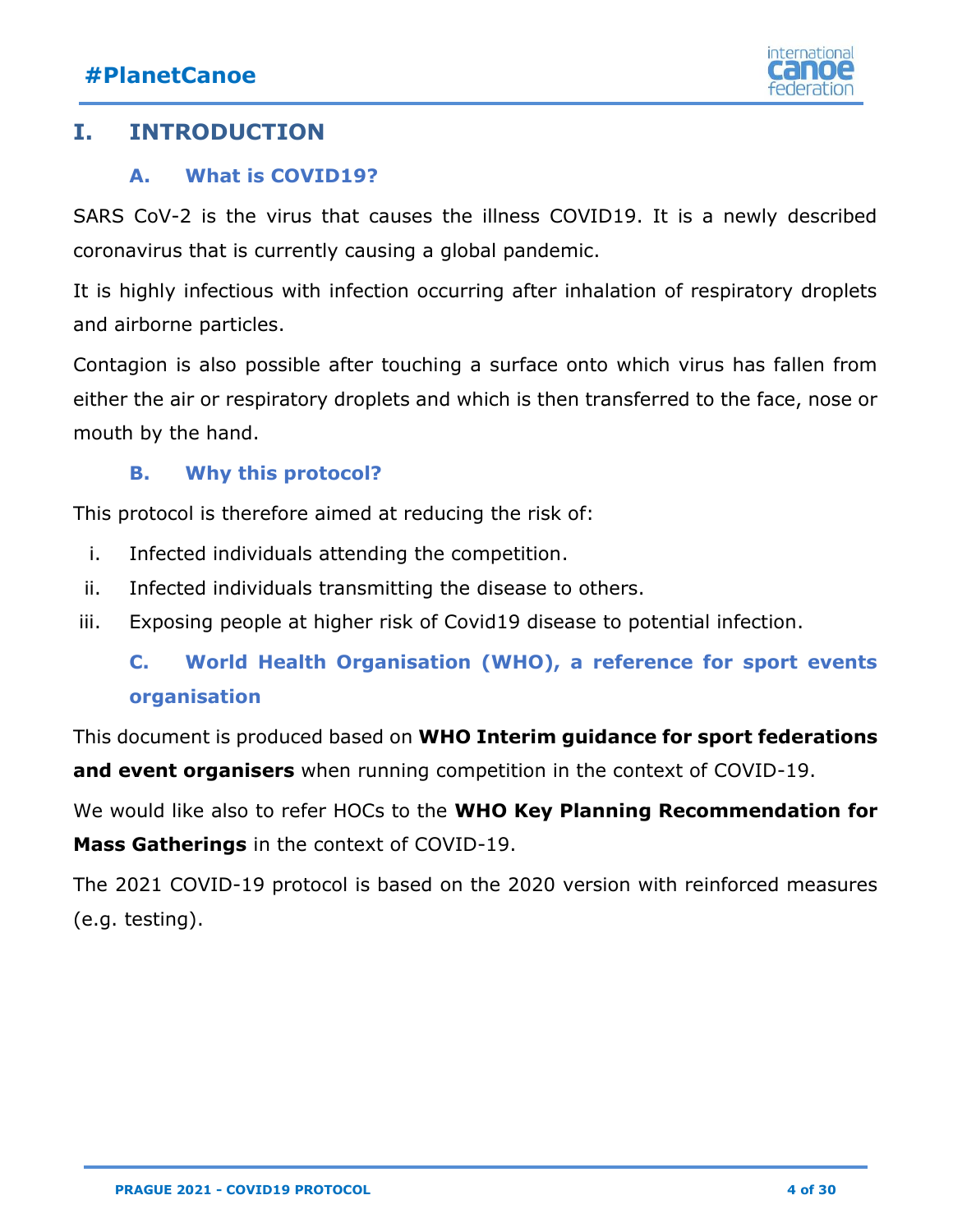# I. INTRODUCTION

## A. What is COVID19?

SARS CoV-2 is the virus that causes the illness COVID19. It is a newly described coronavirus that is currently causing a global pandemic.

It is highly infectious with infection occurring after inhalation of respiratory droplets and airborne particles.

Contagion is also possible after touching a surface onto which virus has fallen from either the air or respiratory droplets and which is then transferred to the face, nose or mouth by the hand.

## B. Why this protocol?

This protocol is therefore aimed at reducing the risk of:

i. Infected individuals attending the competition.
ii. Infected individuals transmitting the disease to others.
iii. Exposing people at higher risk of Covid19 disease to potential infection.

## C. World Health Organisation (WHO), a reference for sport events organisation

This document is produced based on **WHO Interim guidance for sport federations and event organisers** when running competition in the context of COVID-19.

We would like also to refer HOCs to the **WHO Key Planning Recommendation for Mass Gatherings** in the context of COVID-19.

The 2021 COVID-19 protocol is based on the 2020 version with reinforced measures (e.g. testing).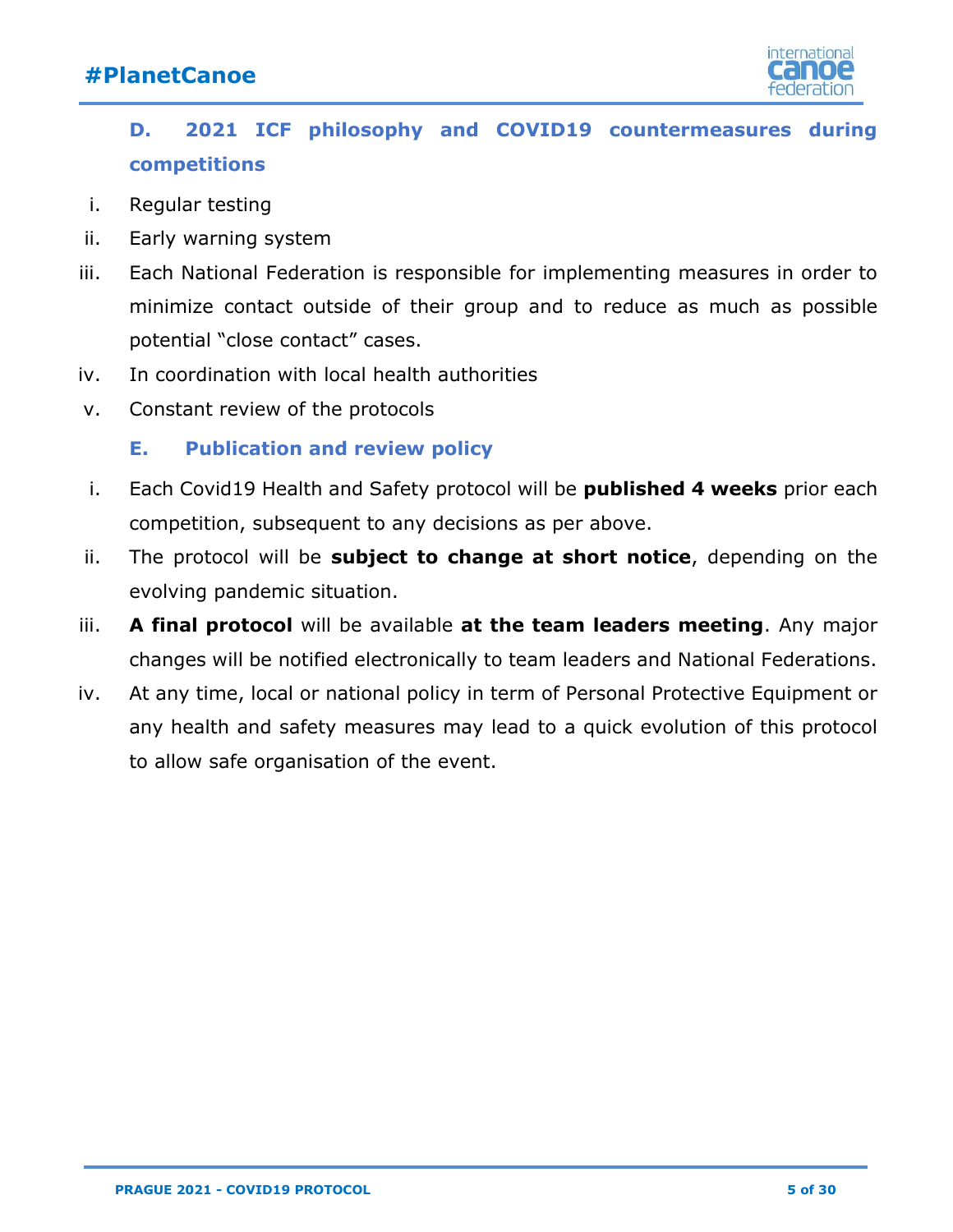## D. 2021 ICF philosophy and COVID19 countermeasures during competitions

i. Regular testing

ii. Early warning system

iii. Each National Federation is responsible for implementing measures in order to minimize contact outside of their group and to reduce as much as possible potential "close contact" cases.

iv. In coordination with local health authorities

v. Constant review of the protocols

## E. Publication and review policy

i. Each Covid19 Health and Safety protocol will be **published 4 weeks** prior each competition, subsequent to any decisions as per above.

ii. The protocol will be **subject to change at short notice**, depending on the evolving pandemic situation.

iii. **A final protocol** will be available **at the team leaders meeting**. Any major changes will be notified electronically to team leaders and National Federations.

iv. At any time, local or national policy in term of Personal Protective Equipment or any health and safety measures may lead to a quick evolution of this protocol to allow safe organisation of the event.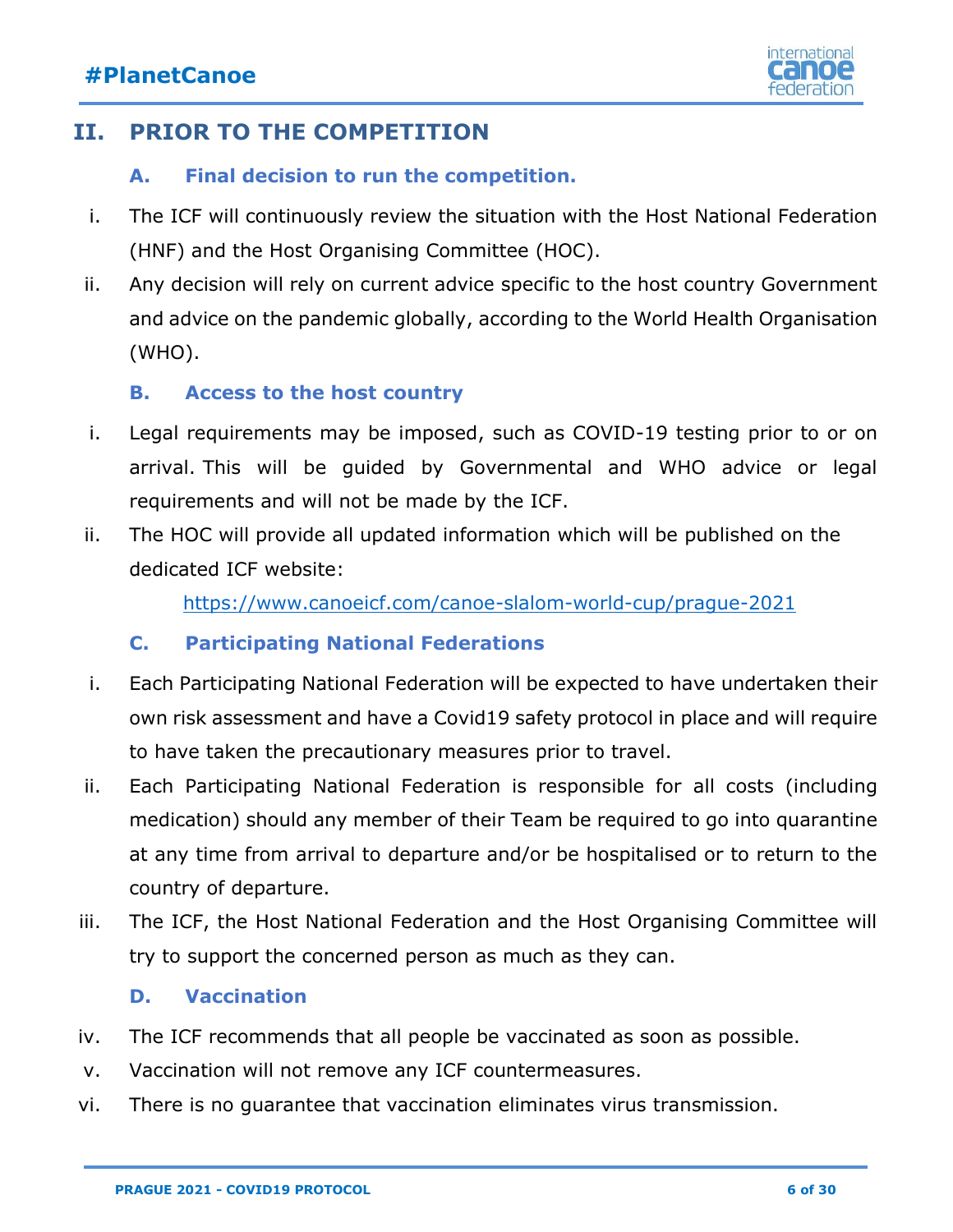## II. PRIOR TO THE COMPETITION

### A. Final decision to run the competition.

i. The ICF will continuously review the situation with the Host National Federation (HNF) and the Host Organising Committee (HOC).

ii. Any decision will rely on current advice specific to the host country Government and advice on the pandemic globally, according to the World Health Organisation (WHO).

### B. Access to the host country

i. Legal requirements may be imposed, such as COVID-19 testing prior to or on arrival. This will be guided by Governmental and WHO advice or legal requirements and will not be made by the ICF.

ii. The HOC will provide all updated information which will be published on the dedicated ICF website:

https://www.canoeicf.com/canoe-slalom-world-cup/prague-2021

### C. Participating National Federations

i. Each Participating National Federation will be expected to have undertaken their own risk assessment and have a Covid19 safety protocol in place and will require to have taken the precautionary measures prior to travel.

ii. Each Participating National Federation is responsible for all costs (including medication) should any member of their Team be required to go into quarantine at any time from arrival to departure and/or be hospitalised or to return to the country of departure.

iii. The ICF, the Host National Federation and the Host Organising Committee will try to support the concerned person as much as they can.

### D. Vaccination

iv. The ICF recommends that all people be vaccinated as soon as possible.

v. Vaccination will not remove any ICF countermeasures.

vi. There is no guarantee that vaccination eliminates virus transmission.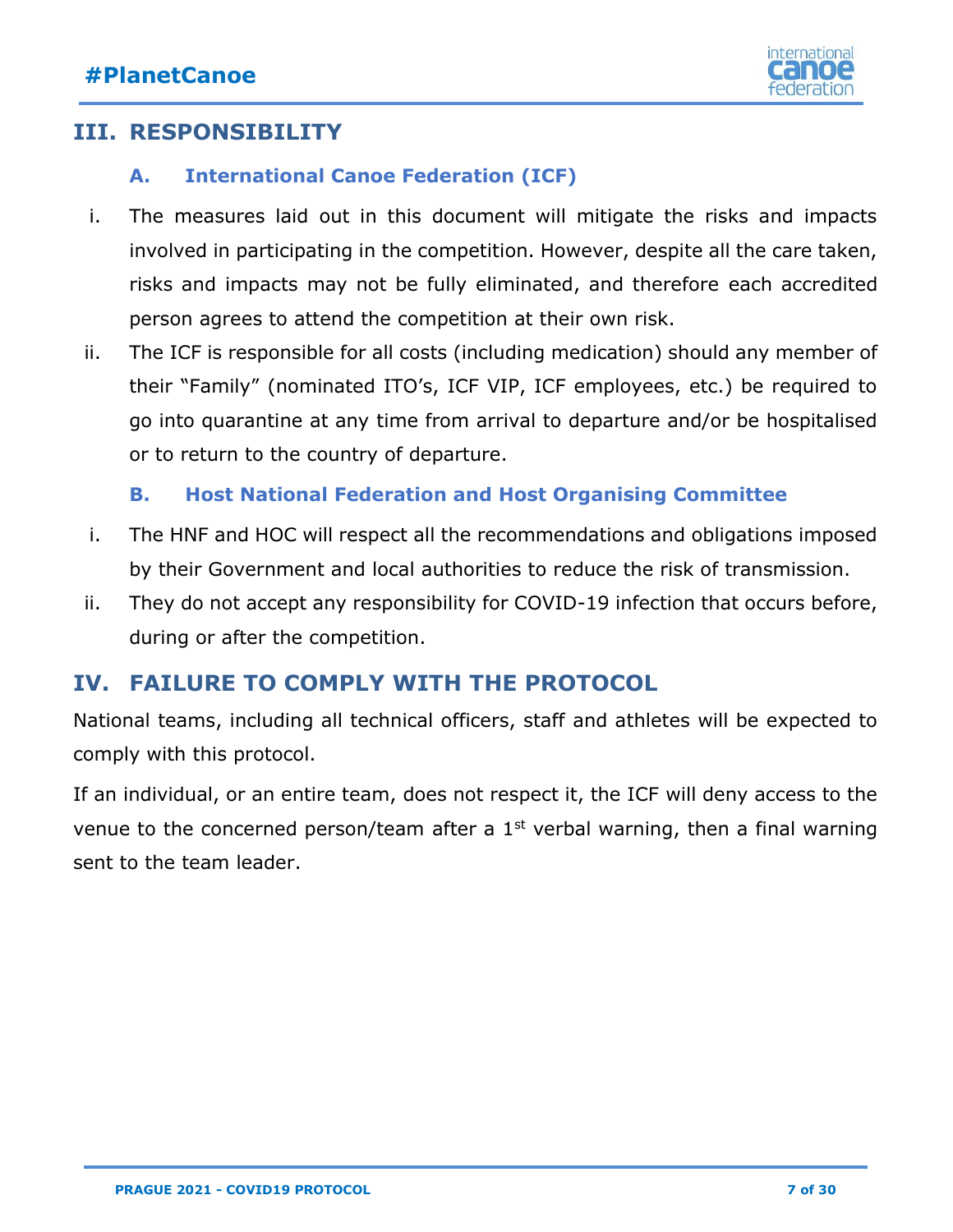## III. RESPONSIBILITY

### A. International Canoe Federation (ICF)

i. The measures laid out in this document will mitigate the risks and impacts involved in participating in the competition. However, despite all the care taken, risks and impacts may not be fully eliminated, and therefore each accredited person agrees to attend the competition at their own risk.

ii. The ICF is responsible for all costs (including medication) should any member of their "Family" (nominated ITO's, ICF VIP, ICF employees, etc.) be required to go into quarantine at any time from arrival to departure and/or be hospitalised or to return to the country of departure.

### B. Host National Federation and Host Organising Committee

i. The HNF and HOC will respect all the recommendations and obligations imposed by their Government and local authorities to reduce the risk of transmission.

ii. They do not accept any responsibility for COVID-19 infection that occurs before, during or after the competition.

## IV. FAILURE TO COMPLY WITH THE PROTOCOL

National teams, including all technical officers, staff and athletes will be expected to comply with this protocol.

If an individual, or an entire team, does not respect it, the ICF will deny access to the venue to the concerned person/team after a 1st verbal warning, then a final warning sent to the team leader.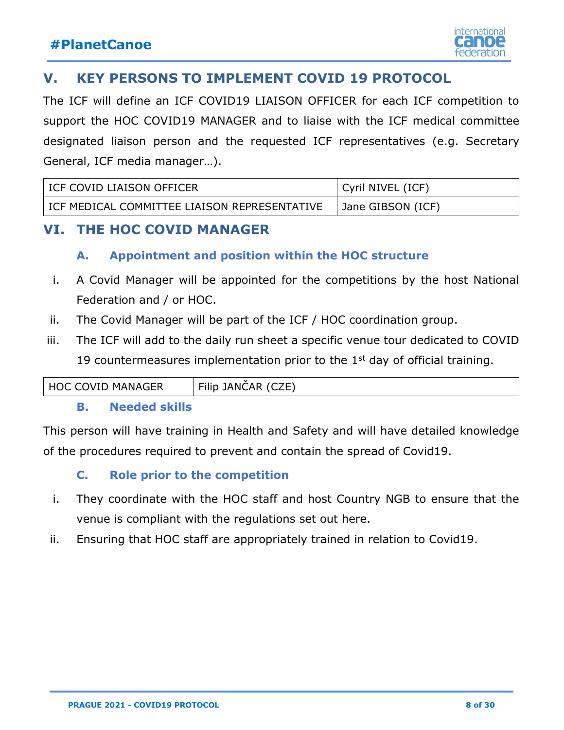## V. KEY PERSONS TO IMPLEMENT COVID 19 PROTOCOL

The ICF will define an ICF COVID19 LIAISON OFFICER for each ICF competition to support the HOC COVID19 MANAGER and to liaise with the ICF medical committee designated liaison person and the requested ICF representatives (e.g. Secretary General, ICF media manager…).

| ICF COVID LIAISON OFFICER | Cyril NIVEL (ICF) |
| --- | --- |
| ICF MEDICAL COMMITTEE LIAISON REPRESENTATIVE | Jane GIBSON (ICF) |

## VI. THE HOC COVID MANAGER

### A. Appointment and position within the HOC structure

i. A Covid Manager will be appointed for the competitions by the host National Federation and / or HOC.

ii. The Covid Manager will be part of the ICF / HOC coordination group.

iii. The ICF will add to the daily run sheet a specific venue tour dedicated to COVID 19 countermeasures implementation prior to the 1st day of official training.

| HOC COVID MANAGER | Filip JANČAR (CZE) |
| --- | --- |

### B. Needed skills

This person will have training in Health and Safety and will have detailed knowledge of the procedures required to prevent and contain the spread of Covid19.

### C. Role prior to the competition

i. They coordinate with the HOC staff and host Country NGB to ensure that the venue is compliant with the regulations set out here.

ii. Ensuring that HOC staff are appropriately trained in relation to Covid19.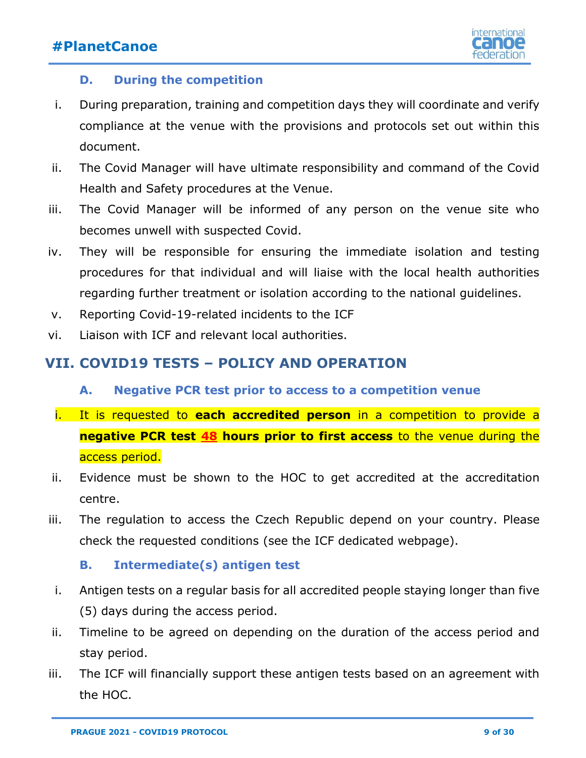### D. During the competition

i. During preparation, training and competition days they will coordinate and verify compliance at the venue with the provisions and protocols set out within this document.

ii. The Covid Manager will have ultimate responsibility and command of the Covid Health and Safety procedures at the Venue.

iii. The Covid Manager will be informed of any person on the venue site who becomes unwell with suspected Covid.

iv. They will be responsible for ensuring the immediate isolation and testing procedures for that individual and will liaise with the local health authorities regarding further treatment or isolation according to the national guidelines.

v. Reporting Covid-19-related incidents to the ICF

vi. Liaison with ICF and relevant local authorities.

## VII. COVID19 TESTS – POLICY AND OPERATION

### A. Negative PCR test prior to access to a competition venue

i. It is requested to **each accredited person** in a competition to provide a **negative PCR test 48 hours prior to first access** to the venue during the access period.

ii. Evidence must be shown to the HOC to get accredited at the accreditation centre.

iii. The regulation to access the Czech Republic depend on your country. Please check the requested conditions (see the ICF dedicated webpage).

### B. Intermediate(s) antigen test

i. Antigen tests on a regular basis for all accredited people staying longer than five (5) days during the access period.

ii. Timeline to be agreed on depending on the duration of the access period and stay period.

iii. The ICF will financially support these antigen tests based on an agreement with the HOC.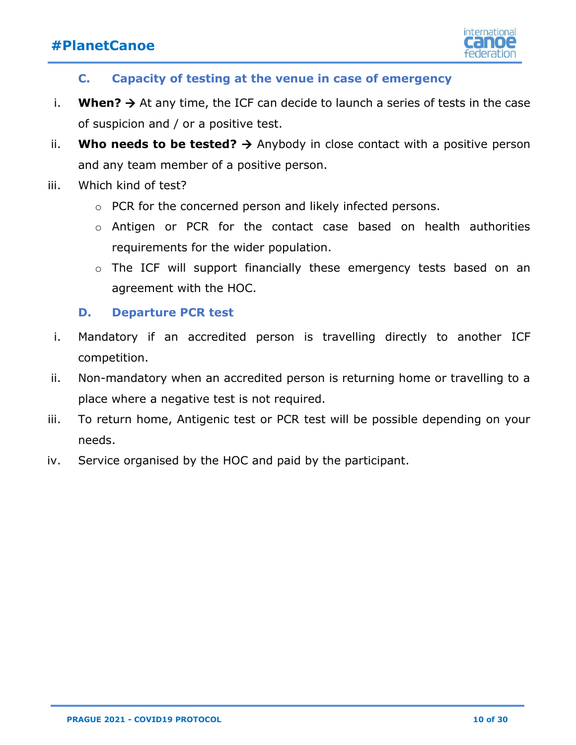### C. Capacity of testing at the venue in case of emergency

i. **When? →** At any time, the ICF can decide to launch a series of tests in the case of suspicion and / or a positive test.

ii. **Who needs to be tested? →** Anybody in close contact with a positive person and any team member of a positive person.

iii. Which kind of test?
   - PCR for the concerned person and likely infected persons.
   - Antigen or PCR for the contact case based on health authorities requirements for the wider population.
   - The ICF will support financially these emergency tests based on an agreement with the HOC.

### D. Departure PCR test

i. Mandatory if an accredited person is travelling directly to another ICF competition.

ii. Non-mandatory when an accredited person is returning home or travelling to a place where a negative test is not required.

iii. To return home, Antigenic test or PCR test will be possible depending on your needs.

iv. Service organised by the HOC and paid by the participant.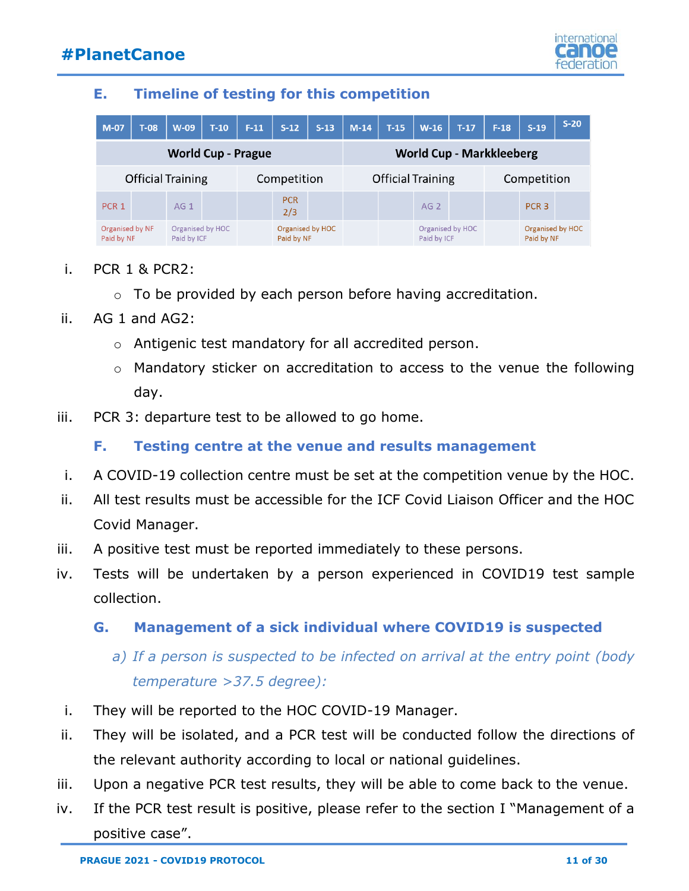### E. Timeline of testing for this competition

| M-07 | T-08 | W-09 | T-10 | F-11 | S-12 | S-13 | M-14 | T-15 | W-16 | T-17 | F-18 | S-19 | S-20 |
|---|---|---|---|---|---|---|---|---|---|---|---|---|---|
| World Cup - Prague | | | | | | | World Cup - Markkleeberg | | | | | | |
| Official Training | | | | Competition | | | Official Training | | | | Competition | | |
| PCR 1 | | AG 1 | | | PCR 2/3 | | | | AG 2 | | | PCR 3 | |
| Organised by NF Paid by NF | | Organised by HOC Paid by ICF | | | Organised by HOC Paid by NF | | | | Organised by HOC Paid by ICF | | | Organised by HOC Paid by NF | |

i. PCR 1 & PCR2:
   - To be provided by each person before having accreditation.

ii. AG 1 and AG2:
   - Antigenic test mandatory for all accredited person.
   - Mandatory sticker on accreditation to access to the venue the following day.

iii. PCR 3: departure test to be allowed to go home.

### F. Testing centre at the venue and results management

i. A COVID-19 collection centre must be set at the competition venue by the HOC.

ii. All test results must be accessible for the ICF Covid Liaison Officer and the HOC Covid Manager.

iii. A positive test must be reported immediately to these persons.

iv. Tests will be undertaken by a person experienced in COVID19 test sample collection.

### G. Management of a sick individual where COVID19 is suspected

*a) If a person is suspected to be infected on arrival at the entry point (body temperature >37.5 degree):*

i. They will be reported to the HOC COVID-19 Manager.

ii. They will be isolated, and a PCR test will be conducted follow the directions of the relevant authority according to local or national guidelines.

iii. Upon a negative PCR test results, they will be able to come back to the venue.

iv. If the PCR test result is positive, please refer to the section I "Management of a positive case".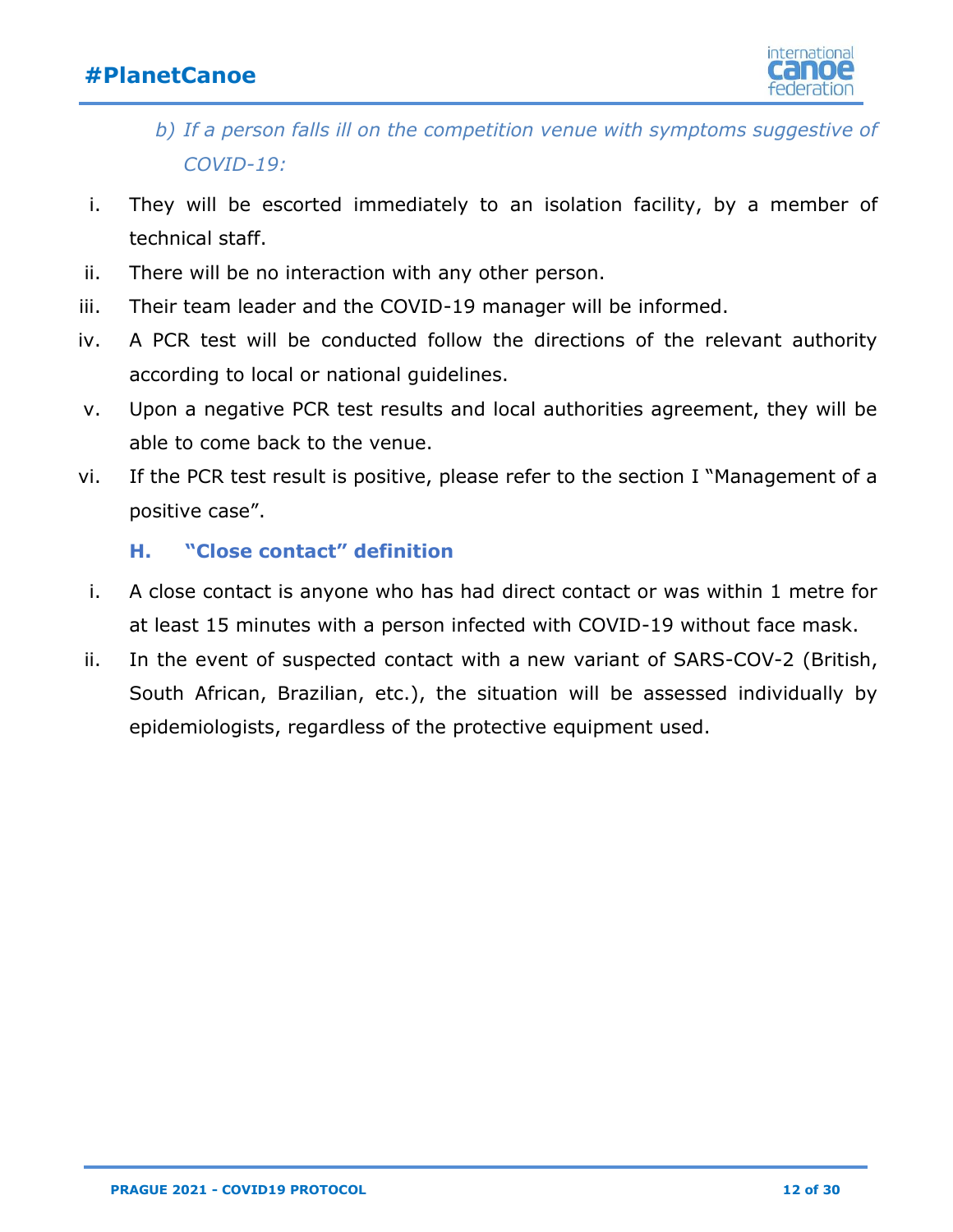*b) If a person falls ill on the competition venue with symptoms suggestive of COVID-19:*

i. They will be escorted immediately to an isolation facility, by a member of technical staff.
ii. There will be no interaction with any other person.
iii. Their team leader and the COVID-19 manager will be informed.
iv. A PCR test will be conducted follow the directions of the relevant authority according to local or national guidelines.
v. Upon a negative PCR test results and local authorities agreement, they will be able to come back to the venue.
vi. If the PCR test result is positive, please refer to the section I "Management of a positive case".

### H. "Close contact" definition

i. A close contact is anyone who has had direct contact or was within 1 metre for at least 15 minutes with a person infected with COVID-19 without face mask.
ii. In the event of suspected contact with a new variant of SARS-COV-2 (British, South African, Brazilian, etc.), the situation will be assessed individually by epidemiologists, regardless of the protective equipment used.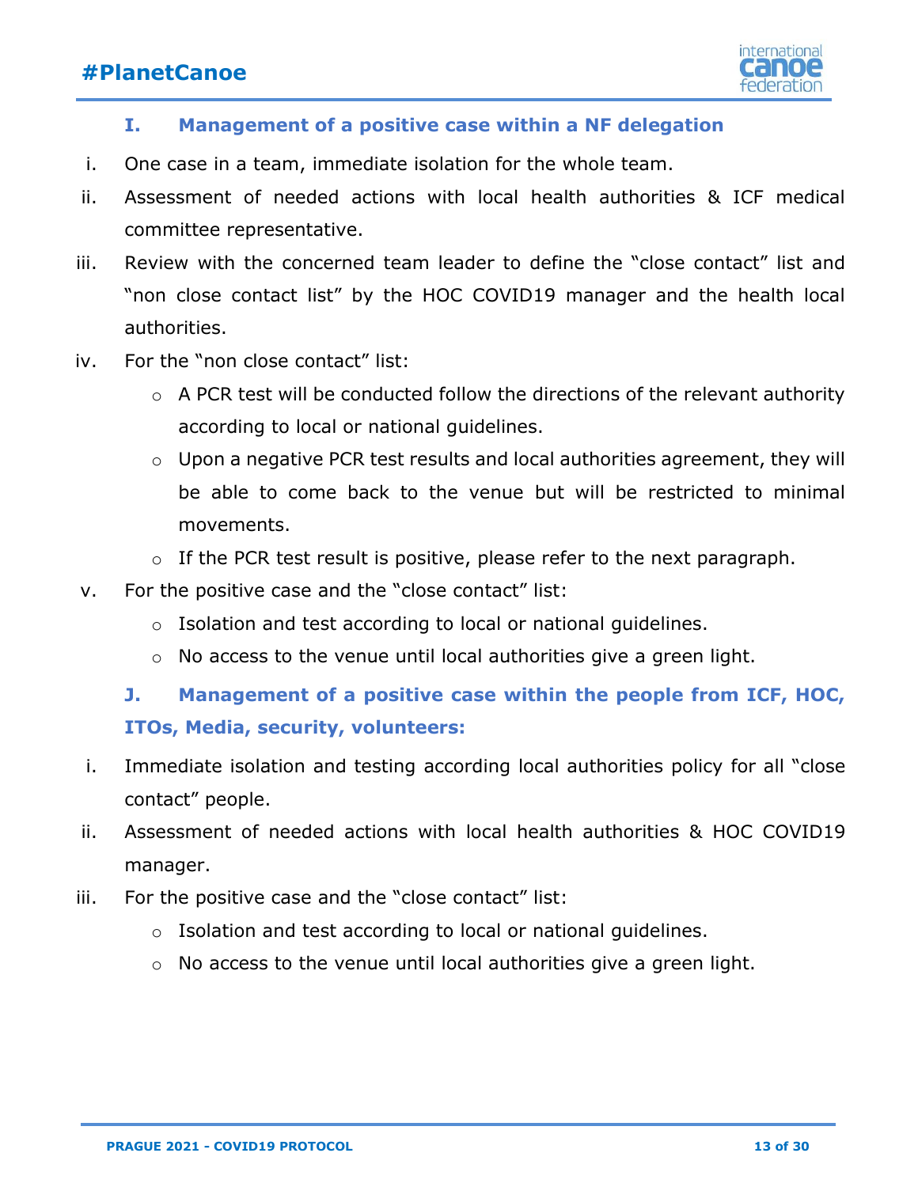## I. Management of a positive case within a NF delegation

i. One case in a team, immediate isolation for the whole team.

ii. Assessment of needed actions with local health authorities & ICF medical committee representative.

iii. Review with the concerned team leader to define the "close contact" list and "non close contact list" by the HOC COVID19 manager and the health local authorities.

iv. For the "non close contact" list:
   - A PCR test will be conducted follow the directions of the relevant authority according to local or national guidelines.
   - Upon a negative PCR test results and local authorities agreement, they will be able to come back to the venue but will be restricted to minimal movements.
   - If the PCR test result is positive, please refer to the next paragraph.

v. For the positive case and the "close contact" list:
   - Isolation and test according to local or national guidelines.
   - No access to the venue until local authorities give a green light.

## J. Management of a positive case within the people from ICF, HOC, ITOs, Media, security, volunteers:

i. Immediate isolation and testing according local authorities policy for all "close contact" people.

ii. Assessment of needed actions with local health authorities & HOC COVID19 manager.

iii. For the positive case and the "close contact" list:
   - Isolation and test according to local or national guidelines.
   - No access to the venue until local authorities give a green light.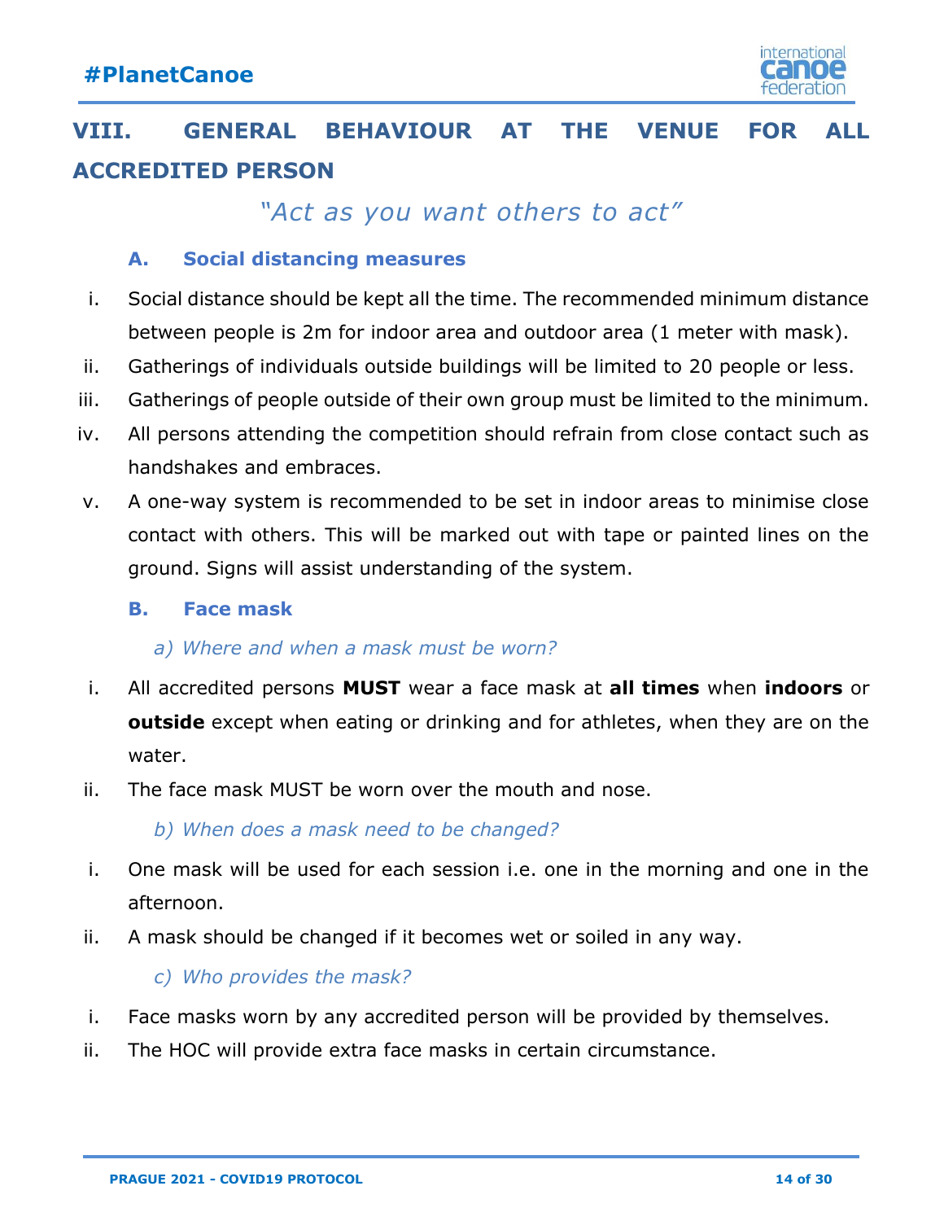## VIII. GENERAL BEHAVIOUR AT THE VENUE FOR ALL ACCREDITED PERSON

*"Act as you want others to act"*

### A. Social distancing measures

i. Social distance should be kept all the time. The recommended minimum distance between people is 2m for indoor area and outdoor area (1 meter with mask).

ii. Gatherings of individuals outside buildings will be limited to 20 people or less.

iii. Gatherings of people outside of their own group must be limited to the minimum.

iv. All persons attending the competition should refrain from close contact such as handshakes and embraces.

v. A one-way system is recommended to be set in indoor areas to minimise close contact with others. This will be marked out with tape or painted lines on the ground. Signs will assist understanding of the system.

### B. Face mask

*a) Where and when a mask must be worn?*

i. All accredited persons **MUST** wear a face mask at **all times** when **indoors** or **outside** except when eating or drinking and for athletes, when they are on the water.

ii. The face mask MUST be worn over the mouth and nose.

*b) When does a mask need to be changed?*

i. One mask will be used for each session i.e. one in the morning and one in the afternoon.

ii. A mask should be changed if it becomes wet or soiled in any way.

*c) Who provides the mask?*

i. Face masks worn by any accredited person will be provided by themselves.

ii. The HOC will provide extra face masks in certain circumstance.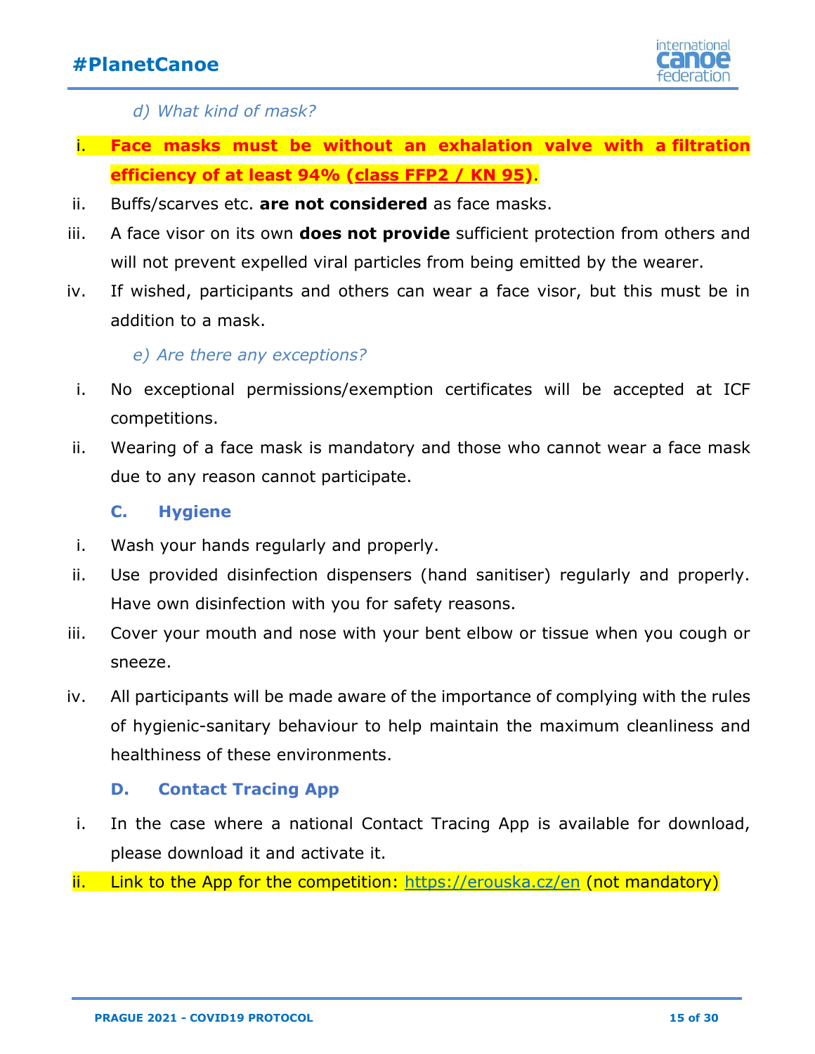*d) What kind of mask?*

i. **Face masks must be without an exhalation valve with a filtration efficiency of at least 94% (class FFP2 / KN 95)**.
ii. Buffs/scarves etc. **are not considered** as face masks.
iii. A face visor on its own **does not provide** sufficient protection from others and will not prevent expelled viral particles from being emitted by the wearer.
iv. If wished, participants and others can wear a face visor, but this must be in addition to a mask.

*e) Are there any exceptions?*

i. No exceptional permissions/exemption certificates will be accepted at ICF competitions.
ii. Wearing of a face mask is mandatory and those who cannot wear a face mask due to any reason cannot participate.

### C. Hygiene

i. Wash your hands regularly and properly.
ii. Use provided disinfection dispensers (hand sanitiser) regularly and properly. Have own disinfection with you for safety reasons.
iii. Cover your mouth and nose with your bent elbow or tissue when you cough or sneeze.
iv. All participants will be made aware of the importance of complying with the rules of hygienic-sanitary behaviour to help maintain the maximum cleanliness and healthiness of these environments.

### D. Contact Tracing App

i. In the case where a national Contact Tracing App is available for download, please download it and activate it.
ii. Link to the App for the competition: https://erouska.cz/en (not mandatory)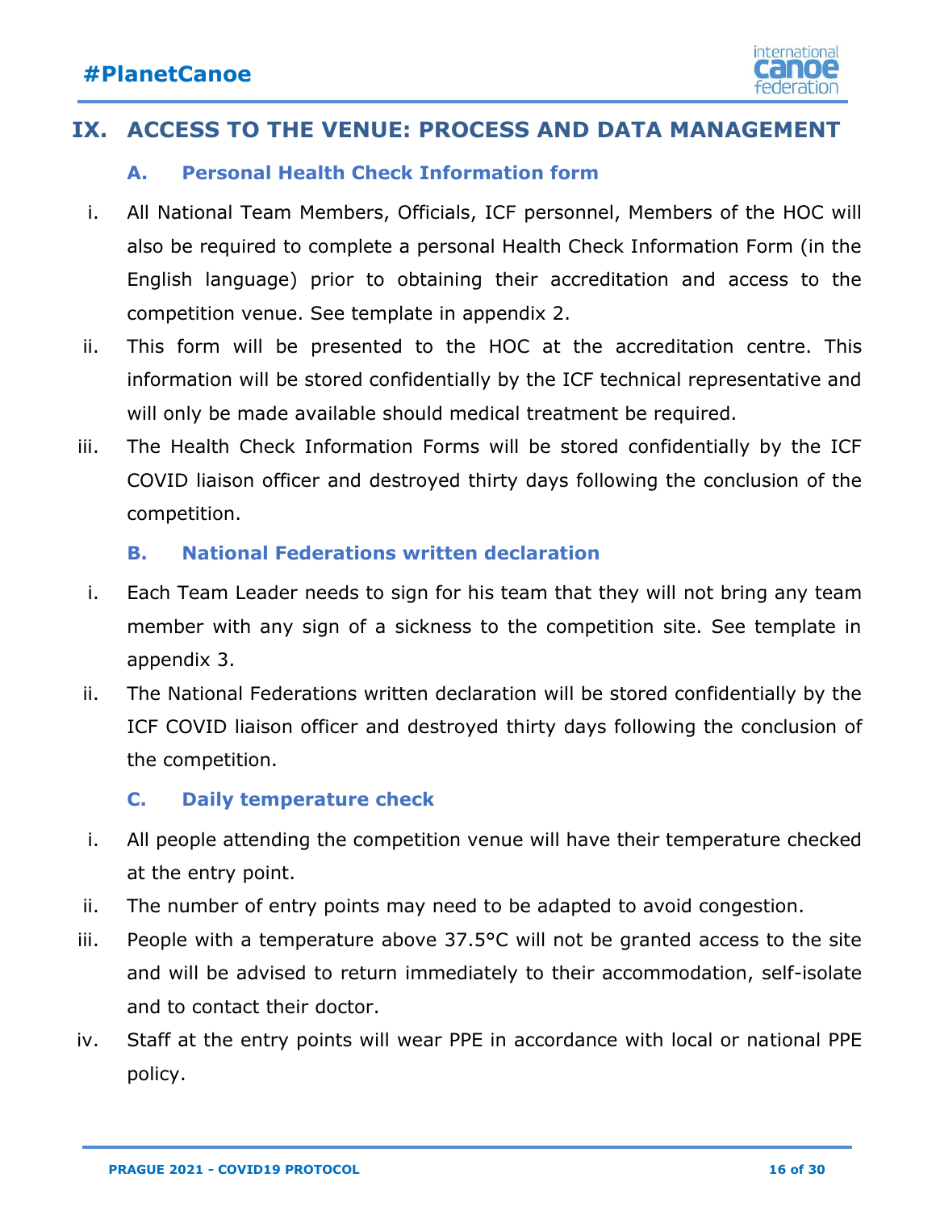## IX. ACCESS TO THE VENUE: PROCESS AND DATA MANAGEMENT

### A. Personal Health Check Information form

i. All National Team Members, Officials, ICF personnel, Members of the HOC will also be required to complete a personal Health Check Information Form (in the English language) prior to obtaining their accreditation and access to the competition venue. See template in appendix 2.

ii. This form will be presented to the HOC at the accreditation centre. This information will be stored confidentially by the ICF technical representative and will only be made available should medical treatment be required.

iii. The Health Check Information Forms will be stored confidentially by the ICF COVID liaison officer and destroyed thirty days following the conclusion of the competition.

### B. National Federations written declaration

i. Each Team Leader needs to sign for his team that they will not bring any team member with any sign of a sickness to the competition site. See template in appendix 3.

ii. The National Federations written declaration will be stored confidentially by the ICF COVID liaison officer and destroyed thirty days following the conclusion of the competition.

### C. Daily temperature check

i. All people attending the competition venue will have their temperature checked at the entry point.

ii. The number of entry points may need to be adapted to avoid congestion.

iii. People with a temperature above 37.5°C will not be granted access to the site and will be advised to return immediately to their accommodation, self-isolate and to contact their doctor.

iv. Staff at the entry points will wear PPE in accordance with local or national PPE policy.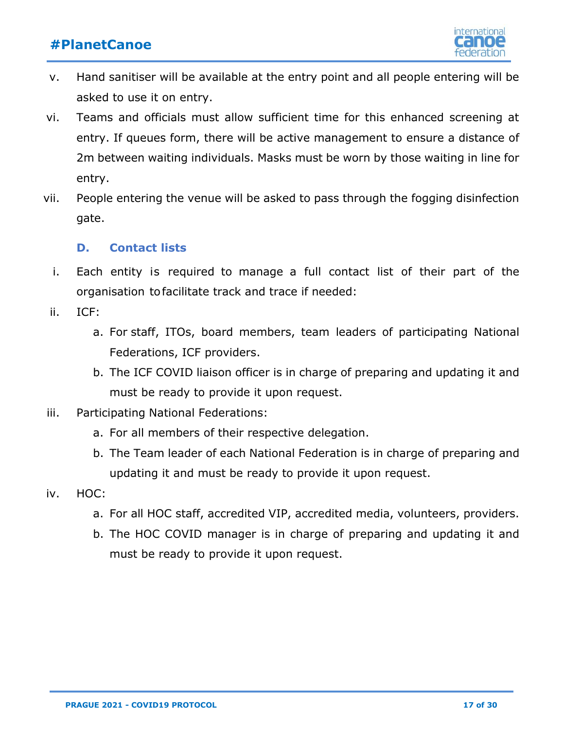v. Hand sanitiser will be available at the entry point and all people entering will be asked to use it on entry.

vi. Teams and officials must allow sufficient time for this enhanced screening at entry. If queues form, there will be active management to ensure a distance of 2m between waiting individuals. Masks must be worn by those waiting in line for entry.

vii. People entering the venue will be asked to pass through the fogging disinfection gate.

### D. Contact lists

i. Each entity is required to manage a full contact list of their part of the organisation to facilitate track and trace if needed:

ii. ICF:
   a. For staff, ITOs, board members, team leaders of participating National Federations, ICF providers.
   b. The ICF COVID liaison officer is in charge of preparing and updating it and must be ready to provide it upon request.

iii. Participating National Federations:
   a. For all members of their respective delegation.
   b. The Team leader of each National Federation is in charge of preparing and updating it and must be ready to provide it upon request.

iv. HOC:
   a. For all HOC staff, accredited VIP, accredited media, volunteers, providers.
   b. The HOC COVID manager is in charge of preparing and updating it and must be ready to provide it upon request.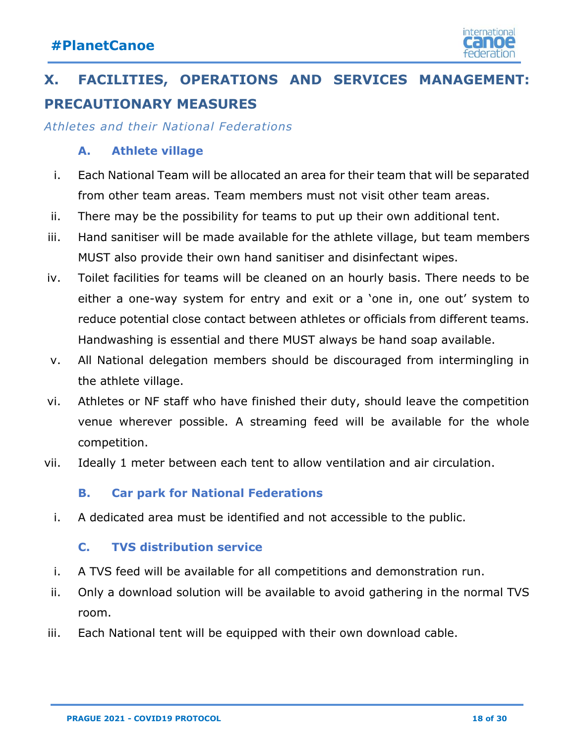# X. FACILITIES, OPERATIONS AND SERVICES MANAGEMENT: PRECAUTIONARY MEASURES

*Athletes and their National Federations*

### A. Athlete village

i. Each National Team will be allocated an area for their team that will be separated from other team areas. Team members must not visit other team areas.

ii. There may be the possibility for teams to put up their own additional tent.

iii. Hand sanitiser will be made available for the athlete village, but team members MUST also provide their own hand sanitiser and disinfectant wipes.

iv. Toilet facilities for teams will be cleaned on an hourly basis. There needs to be either a one-way system for entry and exit or a 'one in, one out' system to reduce potential close contact between athletes or officials from different teams. Handwashing is essential and there MUST always be hand soap available.

v. All National delegation members should be discouraged from intermingling in the athlete village.

vi. Athletes or NF staff who have finished their duty, should leave the competition venue wherever possible. A streaming feed will be available for the whole competition.

vii. Ideally 1 meter between each tent to allow ventilation and air circulation.

### B. Car park for National Federations

i. A dedicated area must be identified and not accessible to the public.

### C. TVS distribution service

i. A TVS feed will be available for all competitions and demonstration run.

ii. Only a download solution will be available to avoid gathering in the normal TVS room.

iii. Each National tent will be equipped with their own download cable.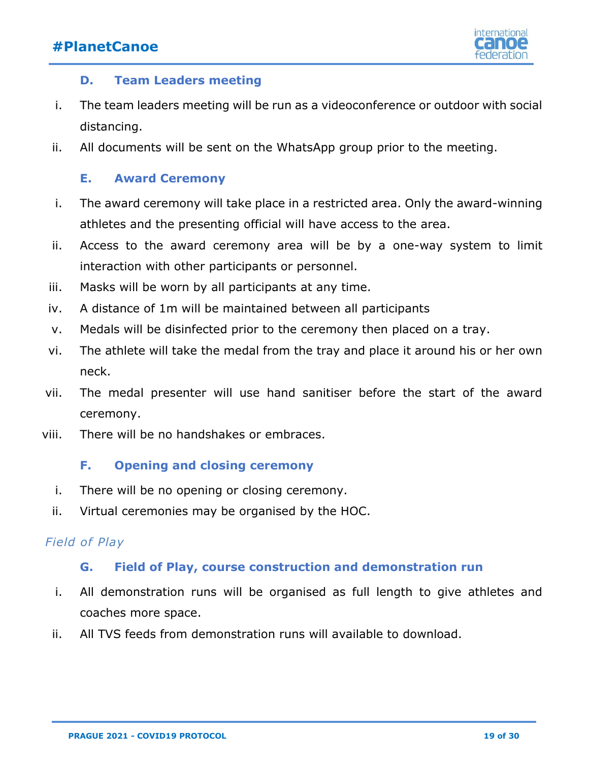### D. Team Leaders meeting

i. The team leaders meeting will be run as a videoconference or outdoor with social distancing.
ii. All documents will be sent on the WhatsApp group prior to the meeting.

### E. Award Ceremony

i. The award ceremony will take place in a restricted area. Only the award-winning athletes and the presenting official will have access to the area.
ii. Access to the award ceremony area will be by a one-way system to limit interaction with other participants or personnel.
iii. Masks will be worn by all participants at any time.
iv. A distance of 1m will be maintained between all participants
v. Medals will be disinfected prior to the ceremony then placed on a tray.
vi. The athlete will take the medal from the tray and place it around his or her own neck.
vii. The medal presenter will use hand sanitiser before the start of the award ceremony.
viii. There will be no handshakes or embraces.

### F. Opening and closing ceremony

i. There will be no opening or closing ceremony.
ii. Virtual ceremonies may be organised by the HOC.

*Field of Play*

### G. Field of Play, course construction and demonstration run

i. All demonstration runs will be organised as full length to give athletes and coaches more space.
ii. All TVS feeds from demonstration runs will available to download.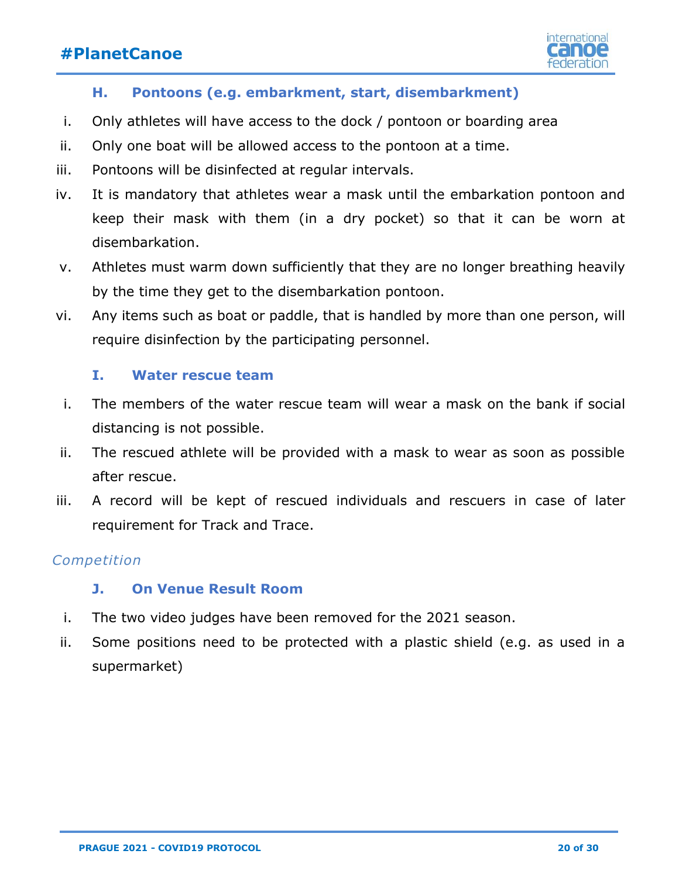### H. Pontoons (e.g. embarkment, start, disembarkment)

i. Only athletes will have access to the dock / pontoon or boarding area
ii. Only one boat will be allowed access to the pontoon at a time.
iii. Pontoons will be disinfected at regular intervals.
iv. It is mandatory that athletes wear a mask until the embarkation pontoon and keep their mask with them (in a dry pocket) so that it can be worn at disembarkation.
v. Athletes must warm down sufficiently that they are no longer breathing heavily by the time they get to the disembarkation pontoon.
vi. Any items such as boat or paddle, that is handled by more than one person, will require disinfection by the participating personnel.

### I. Water rescue team

i. The members of the water rescue team will wear a mask on the bank if social distancing is not possible.
ii. The rescued athlete will be provided with a mask to wear as soon as possible after rescue.
iii. A record will be kept of rescued individuals and rescuers in case of later requirement for Track and Trace.

*Competition*

### J. On Venue Result Room

i. The two video judges have been removed for the 2021 season.
ii. Some positions need to be protected with a plastic shield (e.g. as used in a supermarket)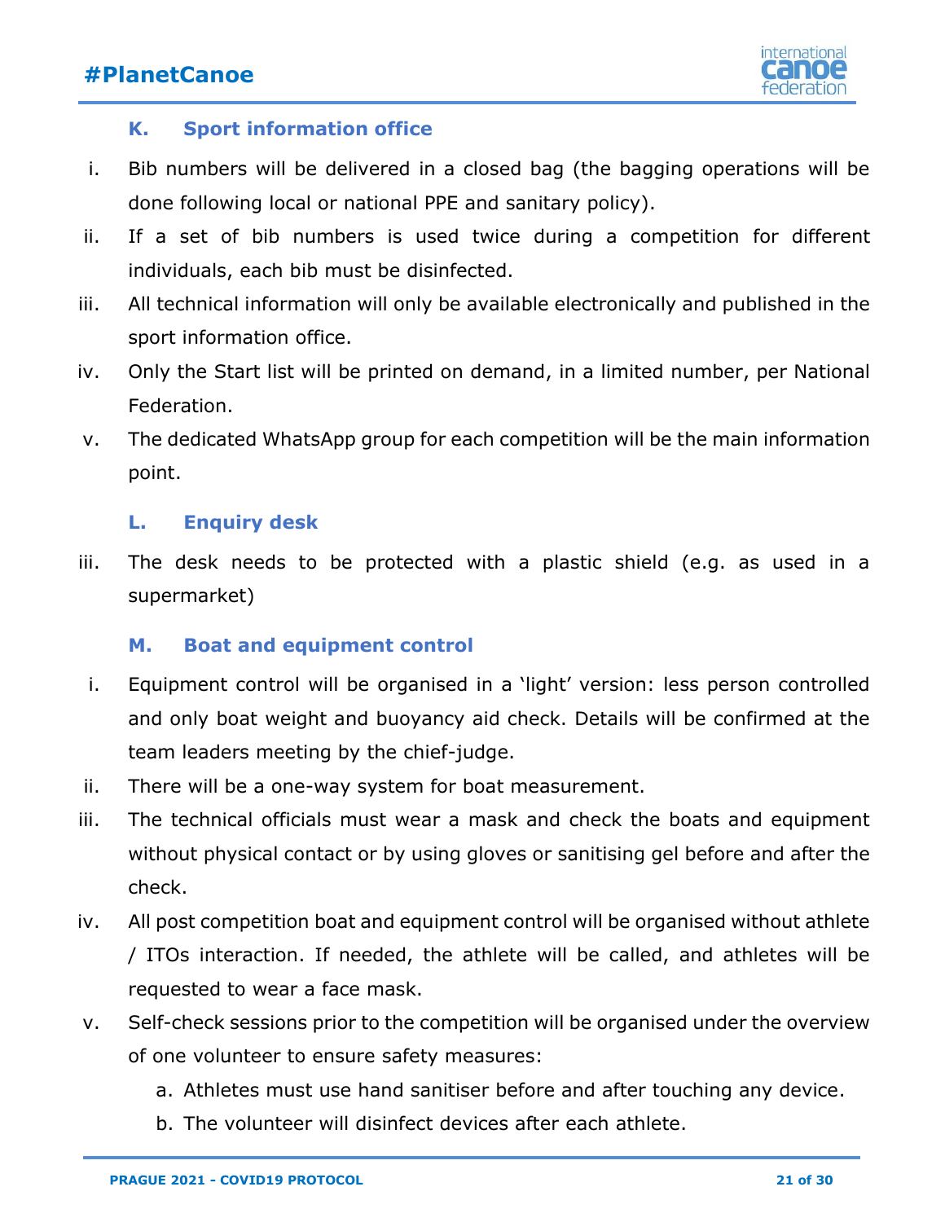### K. Sport information office

i. Bib numbers will be delivered in a closed bag (the bagging operations will be done following local or national PPE and sanitary policy).
ii. If a set of bib numbers is used twice during a competition for different individuals, each bib must be disinfected.
iii. All technical information will only be available electronically and published in the sport information office.
iv. Only the Start list will be printed on demand, in a limited number, per National Federation.
v. The dedicated WhatsApp group for each competition will be the main information point.

### L. Enquiry desk

iii. The desk needs to be protected with a plastic shield (e.g. as used in a supermarket)

### M. Boat and equipment control

i. Equipment control will be organised in a 'light' version: less person controlled and only boat weight and buoyancy aid check. Details will be confirmed at the team leaders meeting by the chief-judge.
ii. There will be a one-way system for boat measurement.
iii. The technical officials must wear a mask and check the boats and equipment without physical contact or by using gloves or sanitising gel before and after the check.
iv. All post competition boat and equipment control will be organised without athlete / ITOs interaction. If needed, the athlete will be called, and athletes will be requested to wear a face mask.
v. Self-check sessions prior to the competition will be organised under the overview of one volunteer to ensure safety measures:
   a. Athletes must use hand sanitiser before and after touching any device.
   b. The volunteer will disinfect devices after each athlete.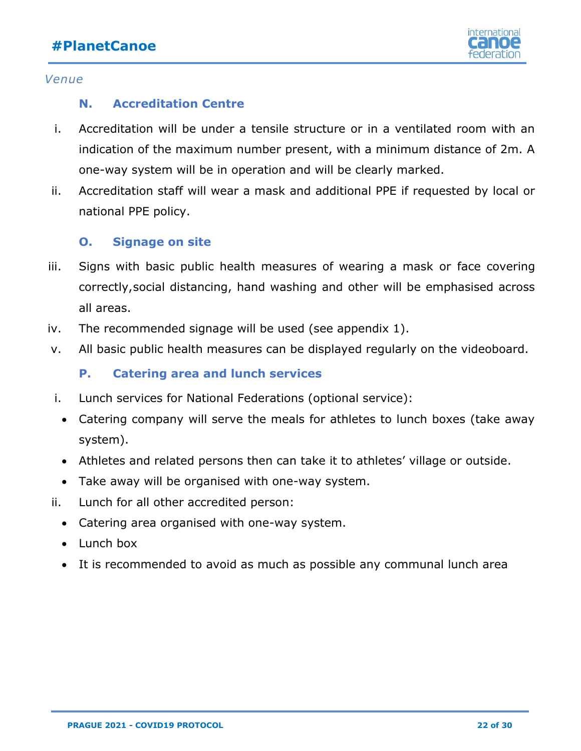*Venue*

### N. Accreditation Centre

i. Accreditation will be under a tensile structure or in a ventilated room with an indication of the maximum number present, with a minimum distance of 2m. A one-way system will be in operation and will be clearly marked.
ii. Accreditation staff will wear a mask and additional PPE if requested by local or national PPE policy.

### O. Signage on site

iii. Signs with basic public health measures of wearing a mask or face covering correctly,social distancing, hand washing and other will be emphasised across all areas.
iv. The recommended signage will be used (see appendix 1).
v. All basic public health measures can be displayed regularly on the videoboard.

### P. Catering area and lunch services

i. Lunch services for National Federations (optional service):
   - Catering company will serve the meals for athletes to lunch boxes (take away system).
   - Athletes and related persons then can take it to athletes' village or outside.
   - Take away will be organised with one-way system.
ii. Lunch for all other accredited person:
   - Catering area organised with one-way system.
   - Lunch box
   - It is recommended to avoid as much as possible any communal lunch area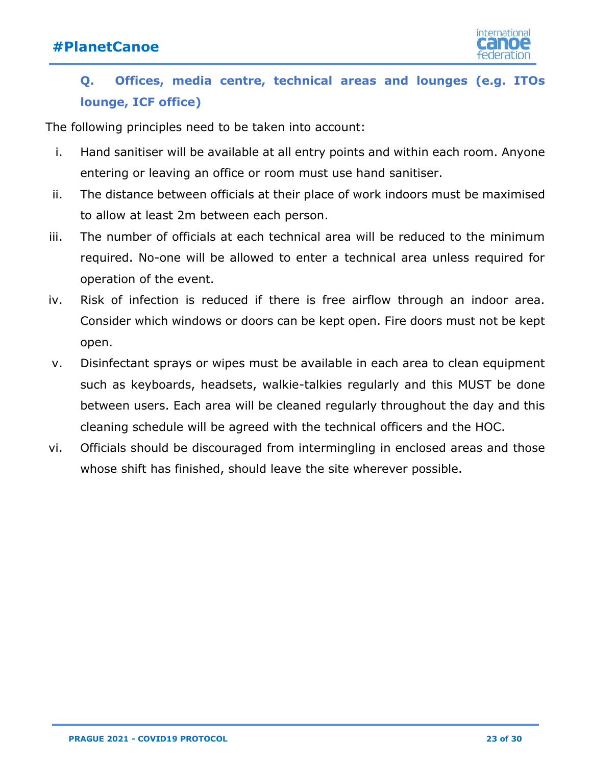## Q. Offices, media centre, technical areas and lounges (e.g. ITOs lounge, ICF office)

The following principles need to be taken into account:

i. Hand sanitiser will be available at all entry points and within each room. Anyone entering or leaving an office or room must use hand sanitiser.

ii. The distance between officials at their place of work indoors must be maximised to allow at least 2m between each person.

iii. The number of officials at each technical area will be reduced to the minimum required. No-one will be allowed to enter a technical area unless required for operation of the event.

iv. Risk of infection is reduced if there is free airflow through an indoor area. Consider which windows or doors can be kept open. Fire doors must not be kept open.

v. Disinfectant sprays or wipes must be available in each area to clean equipment such as keyboards, headsets, walkie-talkies regularly and this MUST be done between users. Each area will be cleaned regularly throughout the day and this cleaning schedule will be agreed with the technical officers and the HOC.

vi. Officials should be discouraged from intermingling in enclosed areas and those whose shift has finished, should leave the site wherever possible.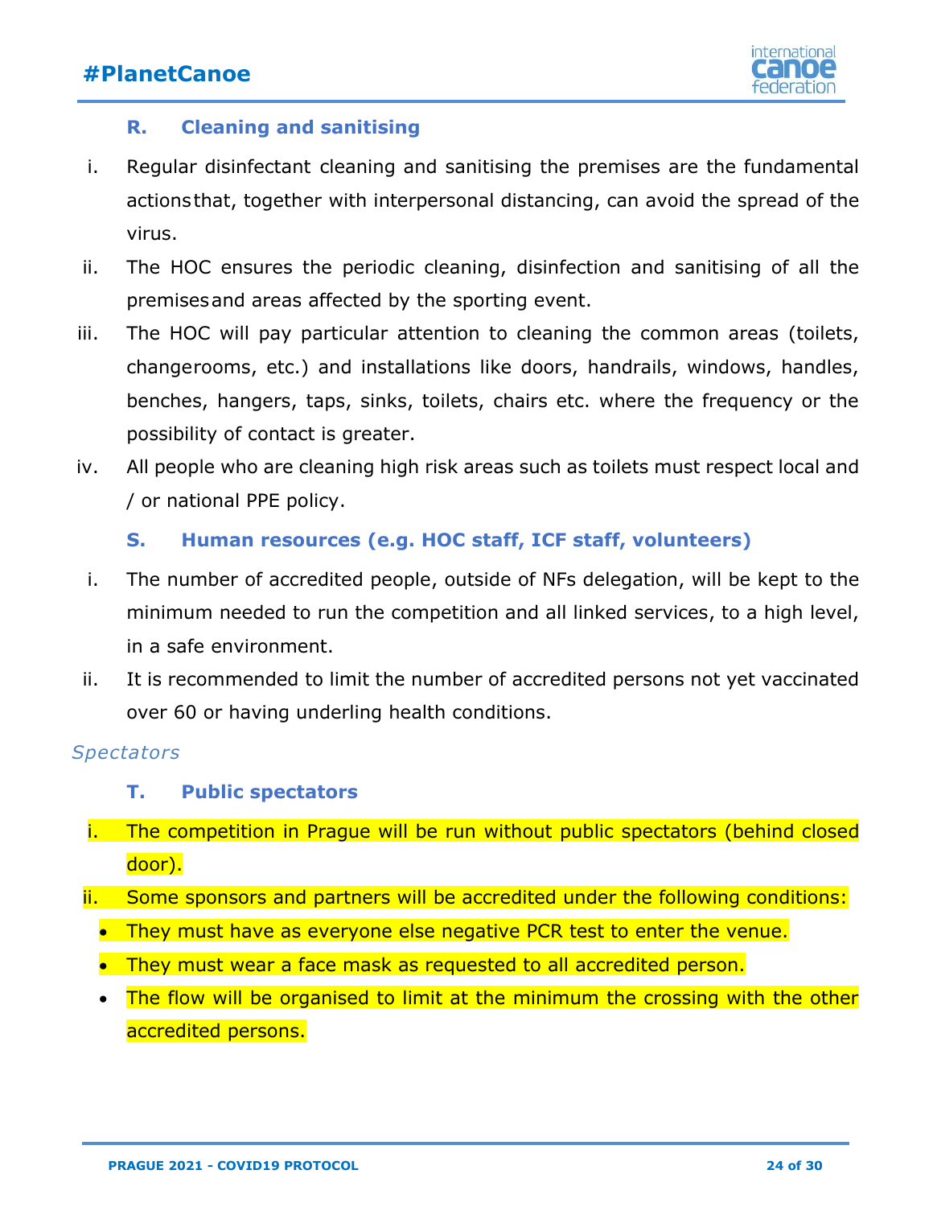### R. Cleaning and sanitising

i. Regular disinfectant cleaning and sanitising the premises are the fundamental actions that, together with interpersonal distancing, can avoid the spread of the virus.

ii. The HOC ensures the periodic cleaning, disinfection and sanitising of all the premises and areas affected by the sporting event.

iii. The HOC will pay particular attention to cleaning the common areas (toilets, changerooms, etc.) and installations like doors, handrails, windows, handles, benches, hangers, taps, sinks, toilets, chairs etc. where the frequency or the possibility of contact is greater.

iv. All people who are cleaning high risk areas such as toilets must respect local and / or national PPE policy.

### S. Human resources (e.g. HOC staff, ICF staff, volunteers)

i. The number of accredited people, outside of NFs delegation, will be kept to the minimum needed to run the competition and all linked services, to a high level, in a safe environment.

ii. It is recommended to limit the number of accredited persons not yet vaccinated over 60 or having underling health conditions.

*Spectators*

### T. Public spectators

i. The competition in Prague will be run without public spectators (behind closed door).

ii. Some sponsors and partners will be accredited under the following conditions:

- They must have as everyone else negative PCR test to enter the venue.
- They must wear a face mask as requested to all accredited person.
- The flow will be organised to limit at the minimum the crossing with the other accredited persons.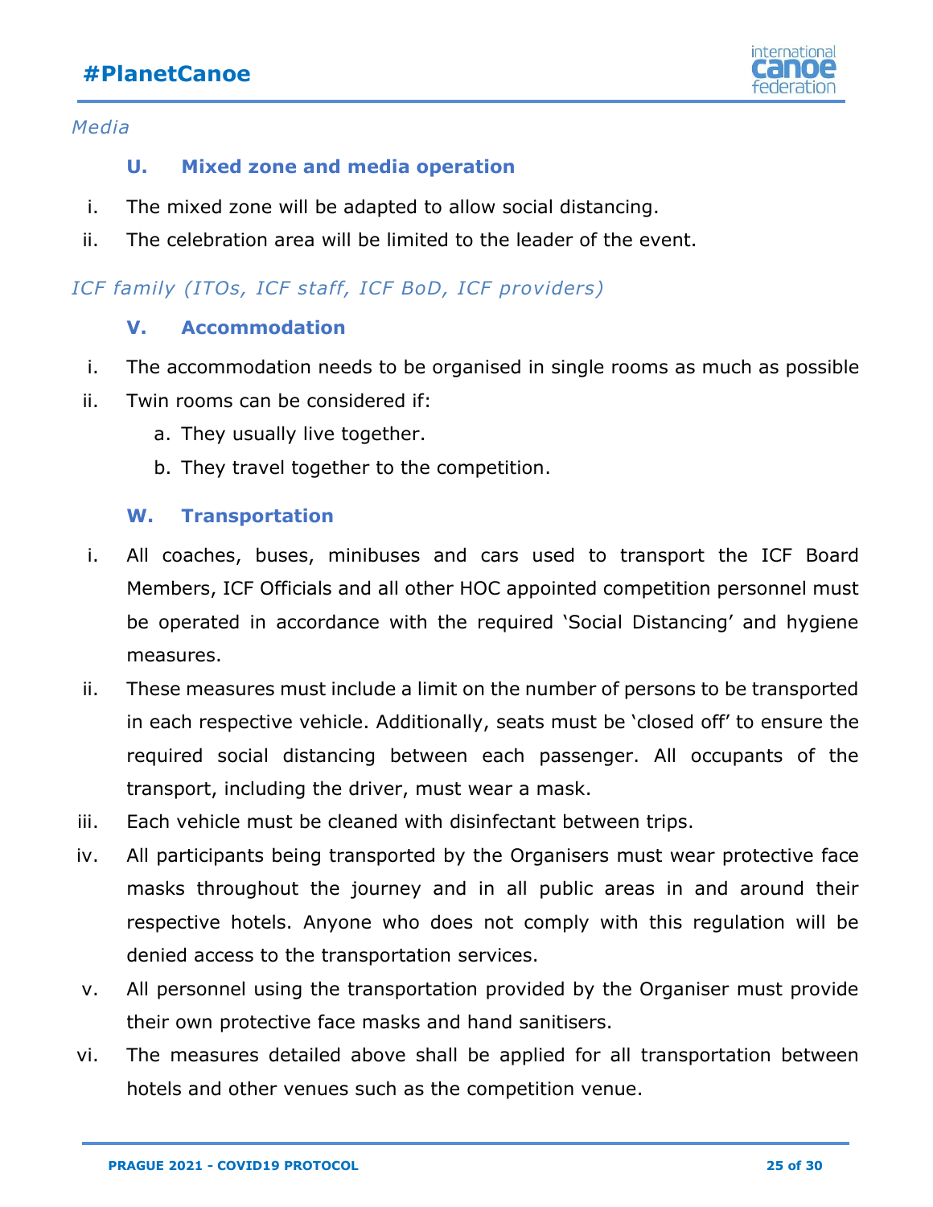*Media*

### U. Mixed zone and media operation

i. The mixed zone will be adapted to allow social distancing.
ii. The celebration area will be limited to the leader of the event.

*ICF family (ITOs, ICF staff, ICF BoD, ICF providers)*

### V. Accommodation

i. The accommodation needs to be organised in single rooms as much as possible
ii. Twin rooms can be considered if:
   a. They usually live together.
   b. They travel together to the competition.

### W. Transportation

i. All coaches, buses, minibuses and cars used to transport the ICF Board Members, ICF Officials and all other HOC appointed competition personnel must be operated in accordance with the required 'Social Distancing' and hygiene measures.
ii. These measures must include a limit on the number of persons to be transported in each respective vehicle. Additionally, seats must be 'closed off' to ensure the required social distancing between each passenger. All occupants of the transport, including the driver, must wear a mask.
iii. Each vehicle must be cleaned with disinfectant between trips.
iv. All participants being transported by the Organisers must wear protective face masks throughout the journey and in all public areas in and around their respective hotels. Anyone who does not comply with this regulation will be denied access to the transportation services.
v. All personnel using the transportation provided by the Organiser must provide their own protective face masks and hand sanitisers.
vi. The measures detailed above shall be applied for all transportation between hotels and other venues such as the competition venue.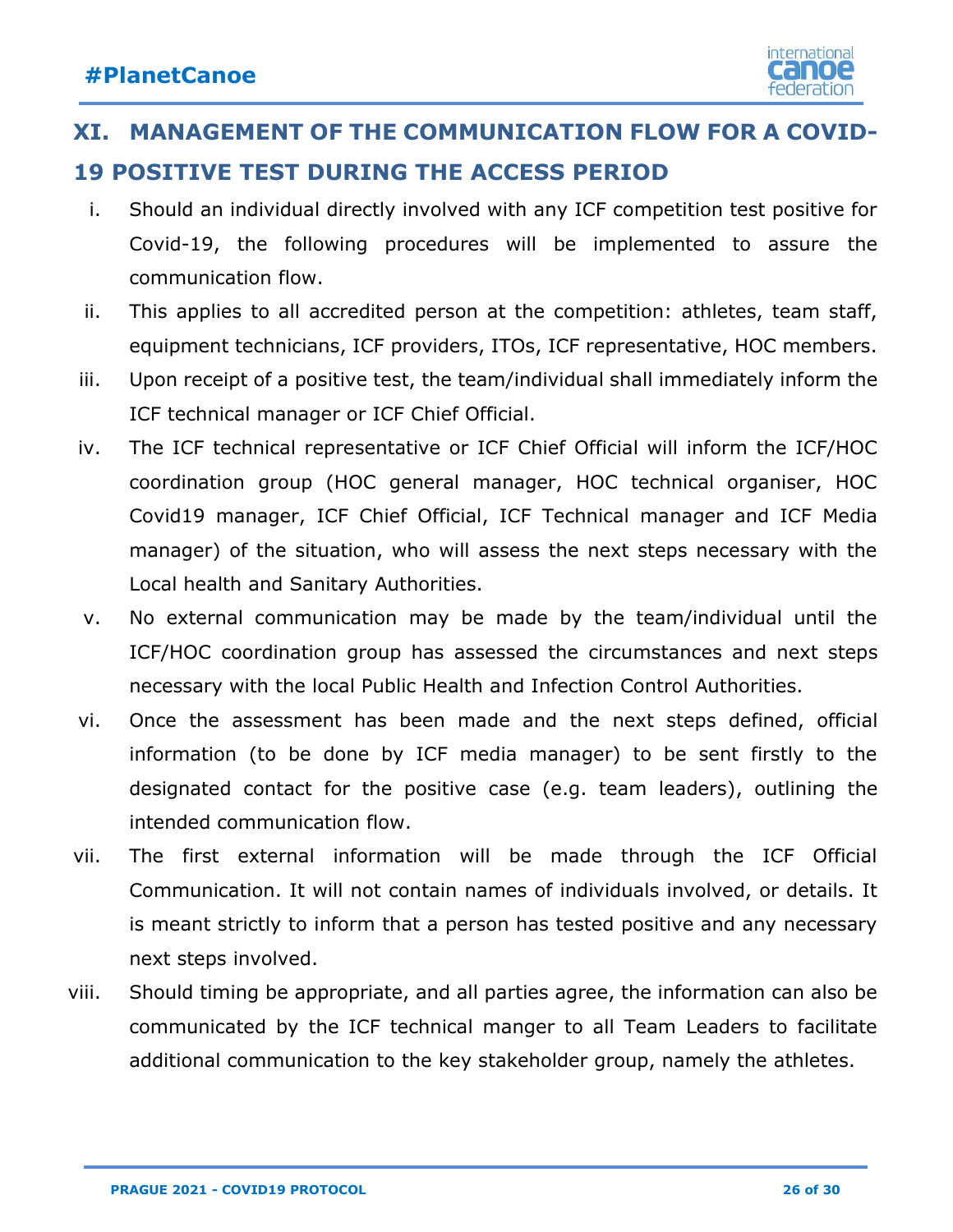## XI. MANAGEMENT OF THE COMMUNICATION FLOW FOR A COVID-19 POSITIVE TEST DURING THE ACCESS PERIOD

i. Should an individual directly involved with any ICF competition test positive for Covid-19, the following procedures will be implemented to assure the communication flow.

ii. This applies to all accredited person at the competition: athletes, team staff, equipment technicians, ICF providers, ITOs, ICF representative, HOC members.

iii. Upon receipt of a positive test, the team/individual shall immediately inform the ICF technical manager or ICF Chief Official.

iv. The ICF technical representative or ICF Chief Official will inform the ICF/HOC coordination group (HOC general manager, HOC technical organiser, HOC Covid19 manager, ICF Chief Official, ICF Technical manager and ICF Media manager) of the situation, who will assess the next steps necessary with the Local health and Sanitary Authorities.

v. No external communication may be made by the team/individual until the ICF/HOC coordination group has assessed the circumstances and next steps necessary with the local Public Health and Infection Control Authorities.

vi. Once the assessment has been made and the next steps defined, official information (to be done by ICF media manager) to be sent firstly to the designated contact for the positive case (e.g. team leaders), outlining the intended communication flow.

vii. The first external information will be made through the ICF Official Communication. It will not contain names of individuals involved, or details. It is meant strictly to inform that a person has tested positive and any necessary next steps involved.

viii. Should timing be appropriate, and all parties agree, the information can also be communicated by the ICF technical manger to all Team Leaders to facilitate additional communication to the key stakeholder group, namely the athletes.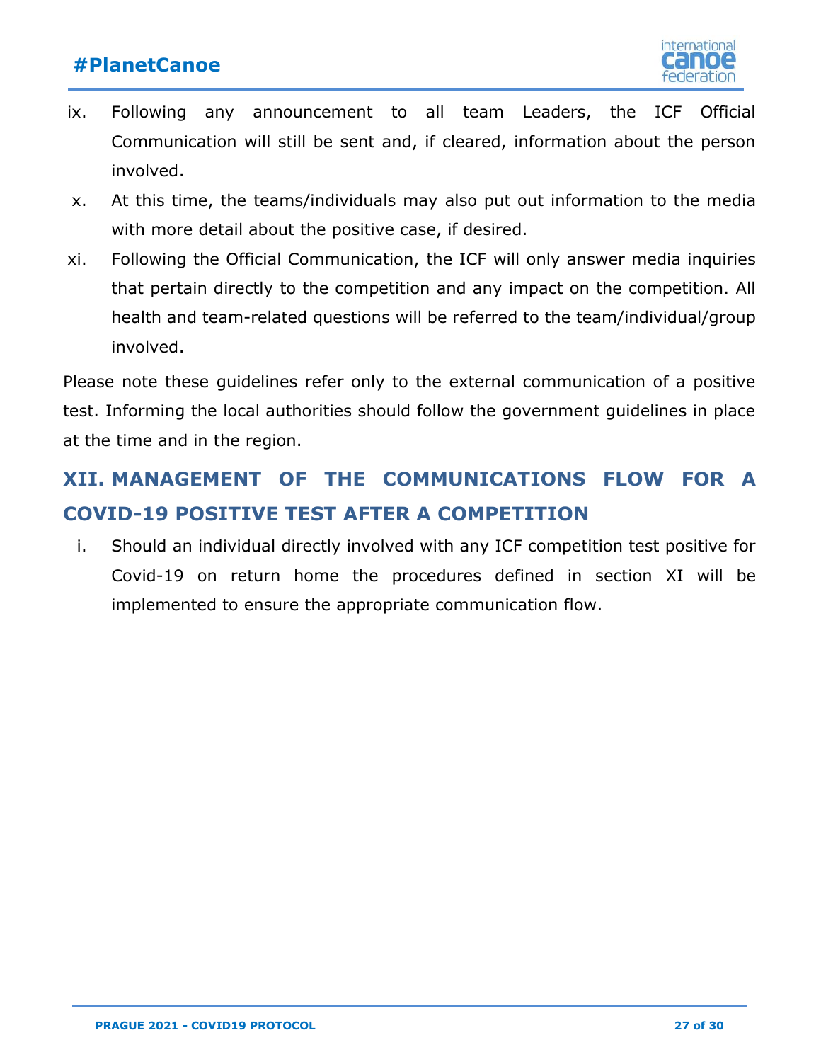ix. Following any announcement to all team Leaders, the ICF Official Communication will still be sent and, if cleared, information about the person involved.

x. At this time, the teams/individuals may also put out information to the media with more detail about the positive case, if desired.

xi. Following the Official Communication, the ICF will only answer media inquiries that pertain directly to the competition and any impact on the competition. All health and team-related questions will be referred to the team/individual/group involved.

Please note these guidelines refer only to the external communication of a positive test. Informing the local authorities should follow the government guidelines in place at the time and in the region.

## XII. MANAGEMENT OF THE COMMUNICATIONS FLOW FOR A COVID-19 POSITIVE TEST AFTER A COMPETITION

i. Should an individual directly involved with any ICF competition test positive for Covid-19 on return home the procedures defined in section XI will be implemented to ensure the appropriate communication flow.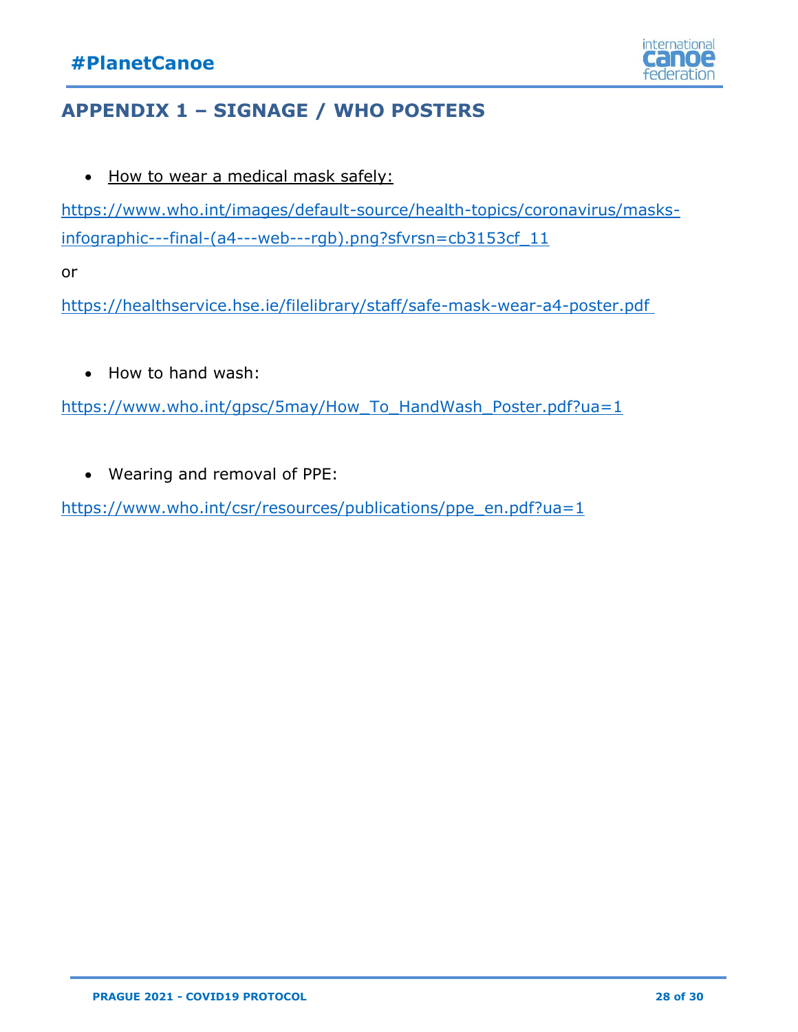## APPENDIX 1 – SIGNAGE / WHO POSTERS

- How to wear a medical mask safely:

https://www.who.int/images/default-source/health-topics/coronavirus/masks-infographic---final-(a4---web---rgb).png?sfvrsn=cb3153cf_11

or

https://healthservice.hse.ie/filelibrary/staff/safe-mask-wear-a4-poster.pdf

- How to hand wash:

https://www.who.int/gpsc/5may/How_To_HandWash_Poster.pdf?ua=1

- Wearing and removal of PPE:

https://www.who.int/csr/resources/publications/ppe_en.pdf?ua=1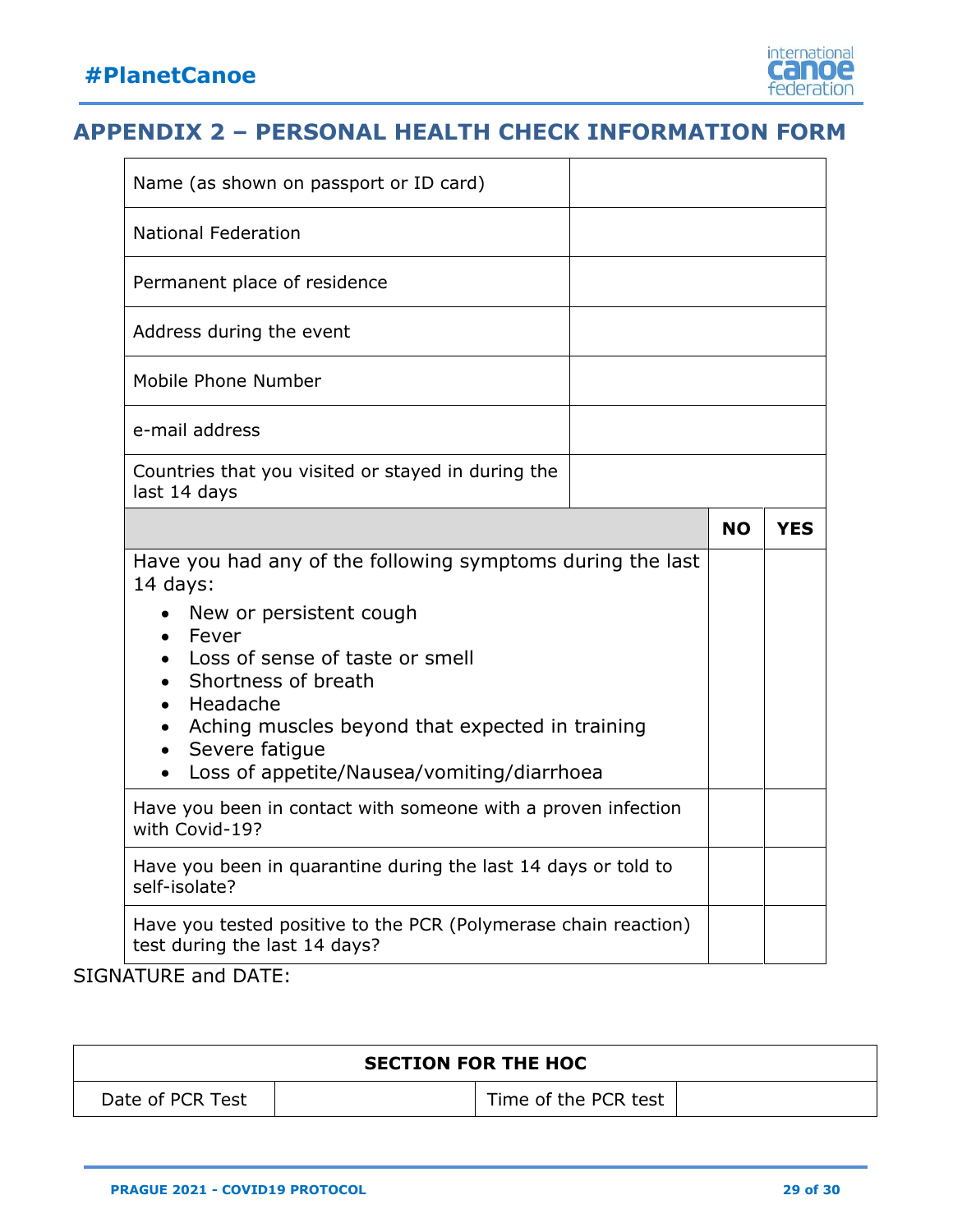## APPENDIX 2 – PERSONAL HEALTH CHECK INFORMATION FORM

| | | |
|---|---|---|
| Name (as shown on passport or ID card) | | |
| National Federation | | |
| Permanent place of residence | | |
| Address during the event | | |
| Mobile Phone Number | | |
| e-mail address | | |
| Countries that you visited or stayed in during the last 14 days | | |
| | **NO** | **YES** |
| Have you had any of the following symptoms during the last 14 days:<br>• New or persistent cough<br>• Fever<br>• Loss of sense of taste or smell<br>• Shortness of breath<br>• Headache<br>• Aching muscles beyond that expected in training<br>• Severe fatigue<br>• Loss of appetite/Nausea/vomiting/diarrhoea | | |
| Have you been in contact with someone with a proven infection with Covid-19? | | |
| Have you been in quarantine during the last 14 days or told to self-isolate? | | |
| Have you tested positive to the PCR (Polymerase chain reaction) test during the last 14 days? | | |

SIGNATURE and DATE:

| **SECTION FOR THE HOC** | | | |
|---|---|---|---|
| Date of PCR Test | | Time of the PCR test | |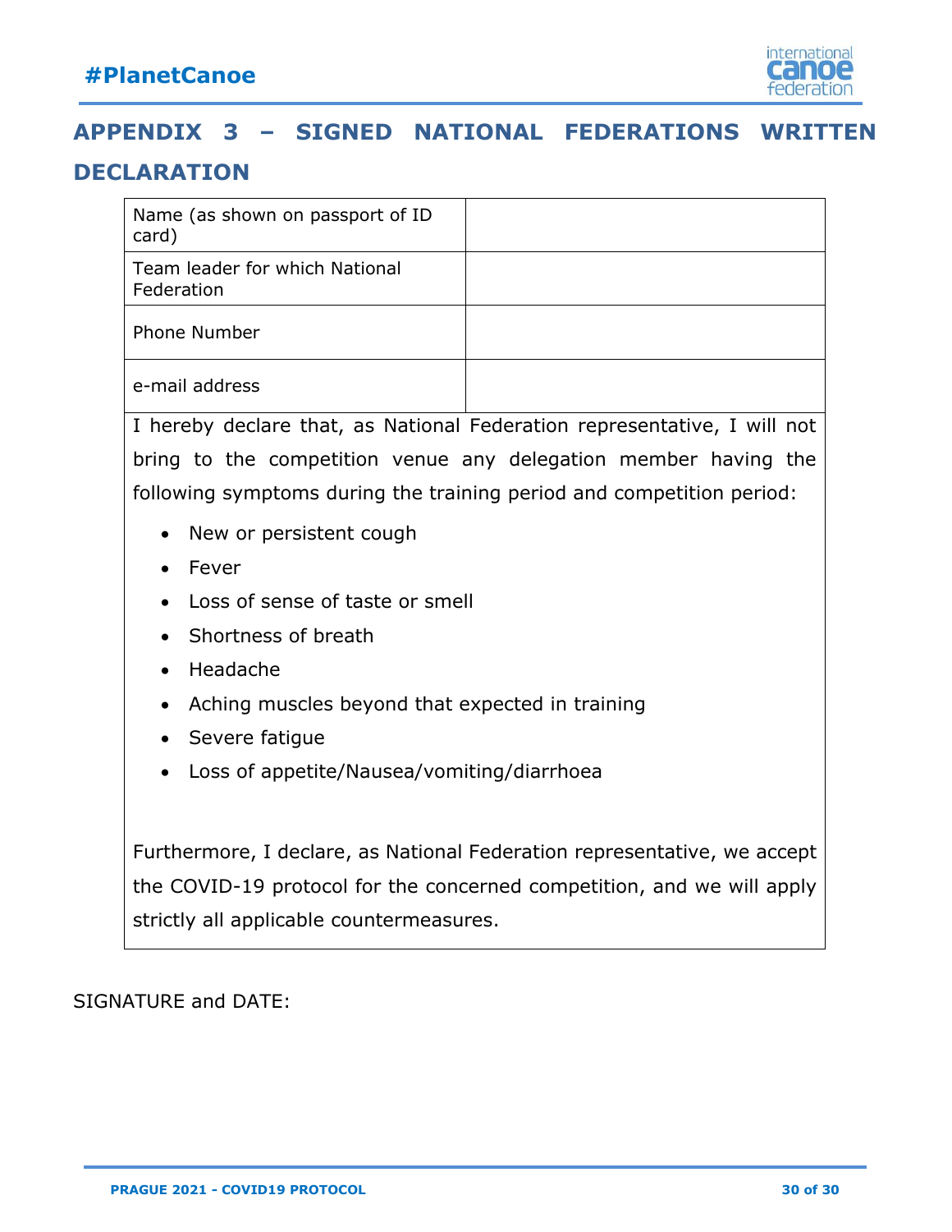## APPENDIX 3 – SIGNED NATIONAL FEDERATIONS WRITTEN DECLARATION

| | |
|---|---|
| Name (as shown on passport of ID card) | |
| Team leader for which National Federation | |
| Phone Number | |
| e-mail address | |

I hereby declare that, as National Federation representative, I will not bring to the competition venue any delegation member having the following symptoms during the training period and competition period:

- New or persistent cough
- Fever
- Loss of sense of taste or smell
- Shortness of breath
- Headache
- Aching muscles beyond that expected in training
- Severe fatigue
- Loss of appetite/Nausea/vomiting/diarrhoea

Furthermore, I declare, as National Federation representative, we accept the COVID-19 protocol for the concerned competition, and we will apply strictly all applicable countermeasures.

SIGNATURE and DATE: